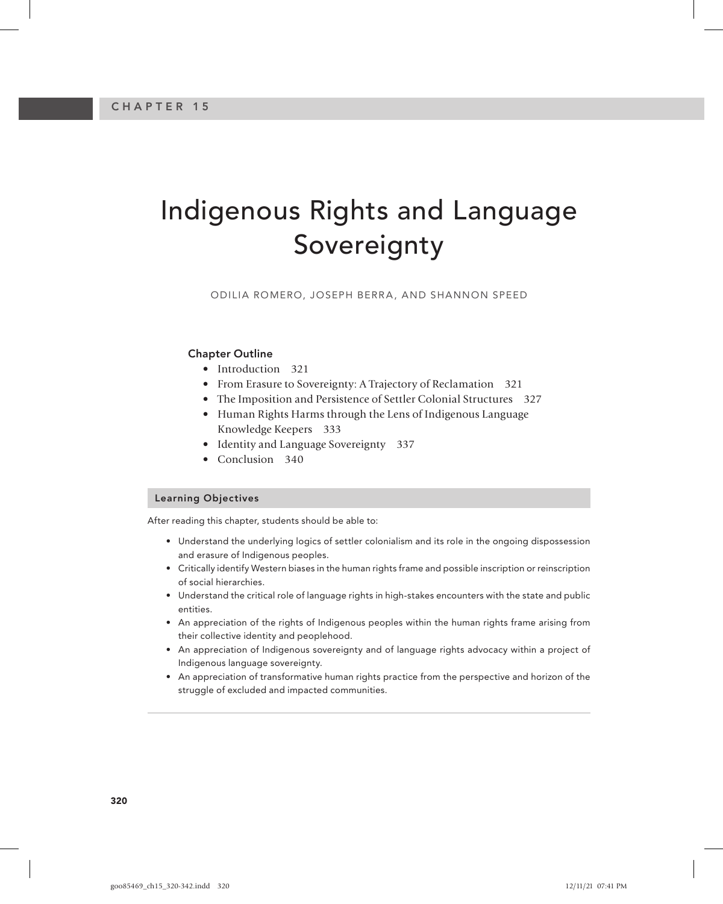CHAPTER 15

# Indigenous Rights and Language Sovereignty

ODILIA ROMERO, JOSEPH BERRA, AND SHANNON SPEED

### Chapter Outline

- Introduction 321
- From Erasure to Sovereignty: A Trajectory of Reclamation 321
- The Imposition and Persistence of Settler Colonial Structures 327
- Human Rights Harms through the Lens of Indigenous Language Knowledge Keepers 333
- Identity and Language Sovereignty 337
- Conclusion 340

### Learning Objectives

After reading this chapter, students should be able to:

- Understand the underlying logics of settler colonialism and its role in the ongoing dispossession and erasure of Indigenous peoples.
- Critically identify Western biases in the human rights frame and possible inscription or reinscription of social hierarchies.
- Understand the critical role of language rights in high-stakes encounters with the state and public entities.
- An appreciation of the rights of Indigenous peoples within the human rights frame arising from their collective identity and peoplehood.
- An appreciation of Indigenous sovereignty and of language rights advocacy within a project of Indigenous language sovereignty.
- An appreciation of transformative human rights practice from the perspective and horizon of the struggle of excluded and impacted communities.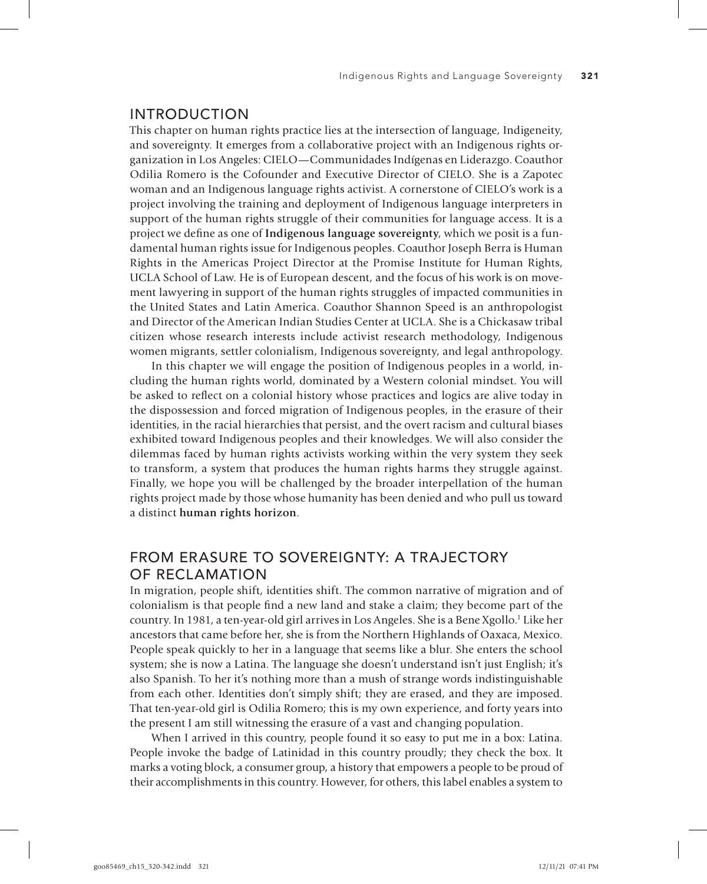## INTRODUCTION

This chapter on human rights practice lies at the intersection of language, Indigeneity, and sovereignty. It emerges from a collaborative project with an Indigenous rights organization in Los Angeles: CIELO—Communidades Indígenas en Liderazgo. Coauthor Odilia Romero is the Cofounder and Executive Director of CIELO. She is a Zapotec woman and an Indigenous language rights activist. A cornerstone of CIELO's work is a project involving the training and deployment of Indigenous language interpreters in support of the human rights struggle of their communities for language access. It is a project we define as one of **Indigenous language sovereignty**, which we posit is a fundamental human rights issue for Indigenous peoples. Coauthor Joseph Berra is Human Rights in the Americas Project Director at the Promise Institute for Human Rights, UCLA School of Law. He is of European descent, and the focus of his work is on movement lawyering in support of the human rights struggles of impacted communities in the United States and Latin America. Coauthor Shannon Speed is an anthropologist and Director of the American Indian Studies Center at UCLA. She is a Chickasaw tribal citizen whose research interests include activist research methodology, Indigenous women migrants, settler colonialism, Indigenous sovereignty, and legal anthropology.

In this chapter we will engage the position of Indigenous peoples in a world, including the human rights world, dominated by a Western colonial mindset. You will be asked to reflect on a colonial history whose practices and logics are alive today in the dispossession and forced migration of Indigenous peoples, in the erasure of their identities, in the racial hierarchies that persist, and the overt racism and cultural biases exhibited toward Indigenous peoples and their knowledges. We will also consider the dilemmas faced by human rights activists working within the very system they seek to transform, a system that produces the human rights harms they struggle against. Finally, we hope you will be challenged by the broader interpellation of the human rights project made by those whose humanity has been denied and who pull us toward a distinct **human rights horizon**.

## FROM ERASURE TO SOVEREIGNTY: A TRAJECTORY OF RECLAMATION

In migration, people shift, identities shift. The common narrative of migration and of colonialism is that people find a new land and stake a claim; they become part of the country. In 1981, a ten-year-old girl arrives in Los Angeles. She is a Bene Xgollo.[1] Like her ancestors that came before her, she is from the Northern Highlands of Oaxaca, Mexico. People speak quickly to her in a language that seems like a blur. She enters the school system; she is now a Latina. The language she doesn't understand isn't just English; it's also Spanish. To her it's nothing more than a mush of strange words indistinguishable from each other. Identities don't simply shift; they are erased, and they are imposed. That ten-year-old girl is Odilia Romero; this is my own experience, and forty years into the present I am still witnessing the erasure of a vast and changing population.

When I arrived in this country, people found it so easy to put me in a box: Latina. People invoke the badge of Latinidad in this country proudly; they check the box. It marks a voting block, a consumer group, a history that empowers a people to be proud of their accomplishments in this country. However, for others, this label enables a system to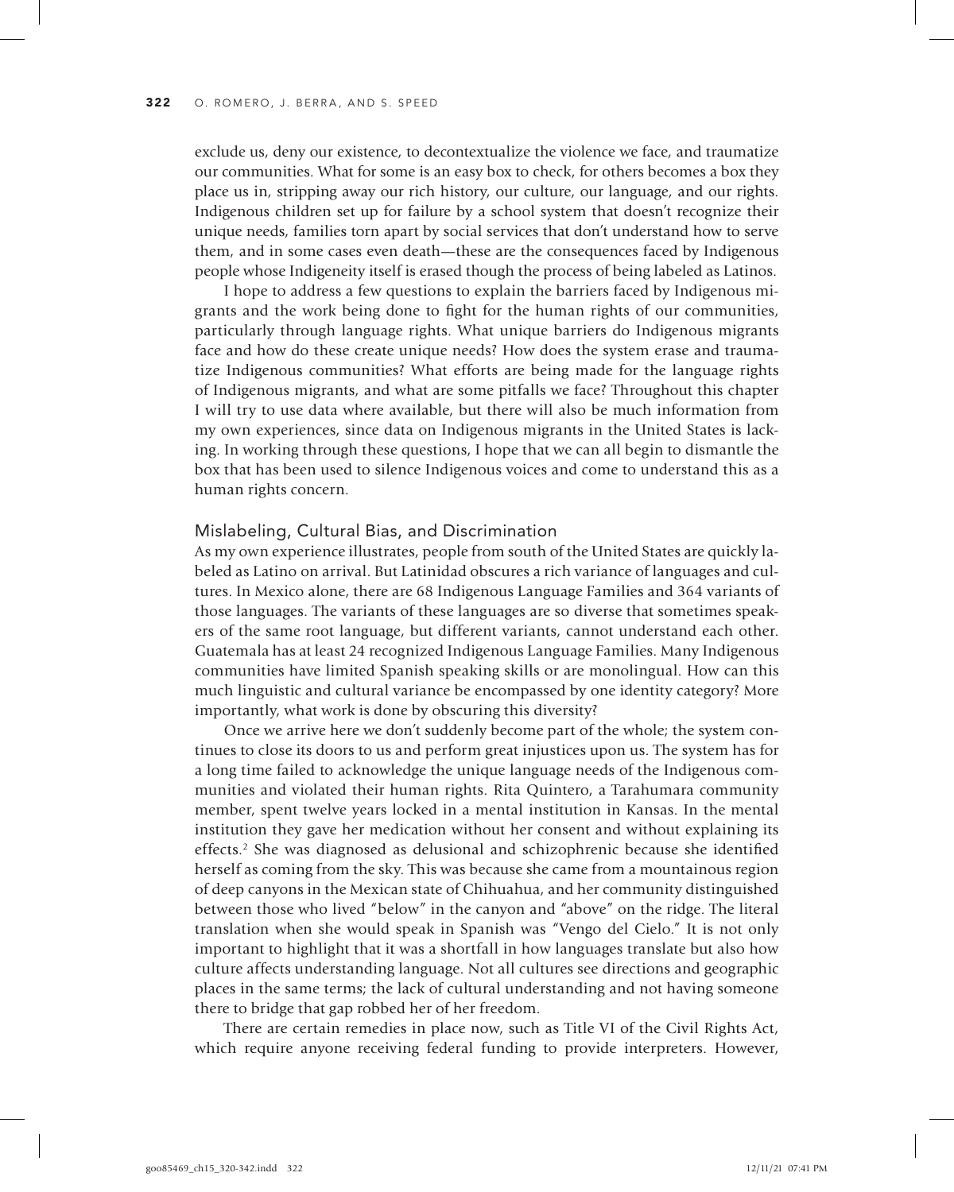exclude us, deny our existence, to decontextualize the violence we face, and traumatize our communities. What for some is an easy box to check, for others becomes a box they place us in, stripping away our rich history, our culture, our language, and our rights. Indigenous children set up for failure by a school system that doesn't recognize their unique needs, families torn apart by social services that don't understand how to serve them, and in some cases even death—these are the consequences faced by Indigenous people whose Indigeneity itself is erased though the process of being labeled as Latinos.

I hope to address a few questions to explain the barriers faced by Indigenous migrants and the work being done to fight for the human rights of our communities, particularly through language rights. What unique barriers do Indigenous migrants face and how do these create unique needs? How does the system erase and traumatize Indigenous communities? What efforts are being made for the language rights of Indigenous migrants, and what are some pitfalls we face? Throughout this chapter I will try to use data where available, but there will also be much information from my own experiences, since data on Indigenous migrants in the United States is lacking. In working through these questions, I hope that we can all begin to dismantle the box that has been used to silence Indigenous voices and come to understand this as a human rights concern.

## Mislabeling, Cultural Bias, and Discrimination

As my own experience illustrates, people from south of the United States are quickly labeled as Latino on arrival. But Latinidad obscures a rich variance of languages and cultures. In Mexico alone, there are 68 Indigenous Language Families and 364 variants of those languages. The variants of these languages are so diverse that sometimes speakers of the same root language, but different variants, cannot understand each other. Guatemala has at least 24 recognized Indigenous Language Families. Many Indigenous communities have limited Spanish speaking skills or are monolingual. How can this much linguistic and cultural variance be encompassed by one identity category? More importantly, what work is done by obscuring this diversity?

Once we arrive here we don't suddenly become part of the whole; the system continues to close its doors to us and perform great injustices upon us. The system has for a long time failed to acknowledge the unique language needs of the Indigenous communities and violated their human rights. Rita Quintero, a Tarahumara community member, spent twelve years locked in a mental institution in Kansas. In the mental institution they gave her medication without her consent and without explaining its effects.[2] She was diagnosed as delusional and schizophrenic because she identified herself as coming from the sky. This was because she came from a mountainous region of deep canyons in the Mexican state of Chihuahua, and her community distinguished between those who lived "below" in the canyon and "above" on the ridge. The literal translation when she would speak in Spanish was "Vengo del Cielo." It is not only important to highlight that it was a shortfall in how languages translate but also how culture affects understanding language. Not all cultures see directions and geographic places in the same terms; the lack of cultural understanding and not having someone there to bridge that gap robbed her of her freedom.

There are certain remedies in place now, such as Title VI of the Civil Rights Act, which require anyone receiving federal funding to provide interpreters. However,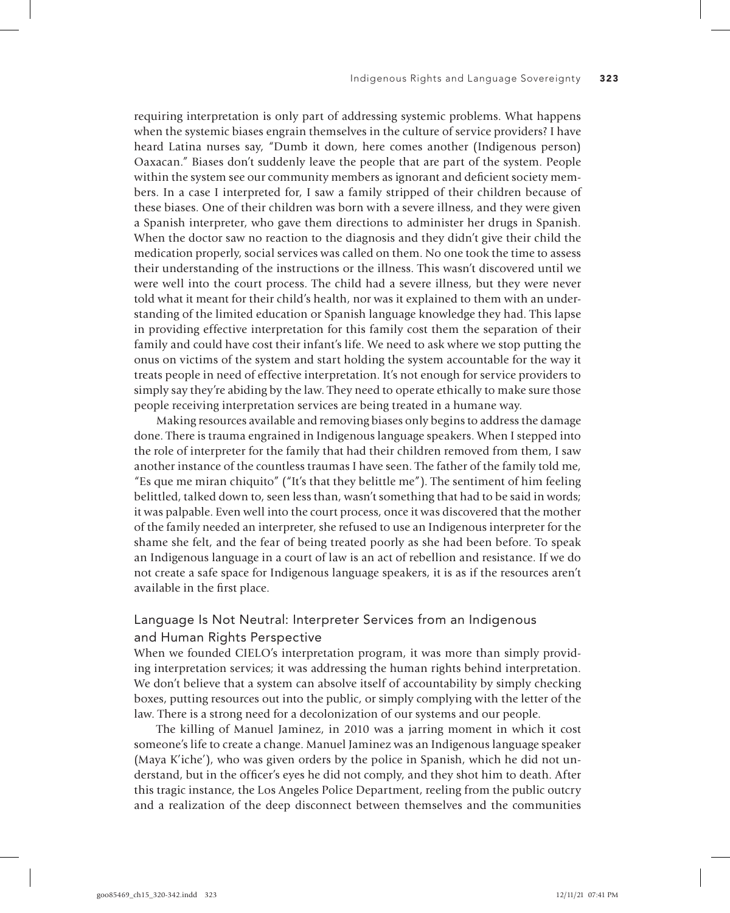requiring interpretation is only part of addressing systemic problems. What happens when the systemic biases engrain themselves in the culture of service providers? I have heard Latina nurses say, "Dumb it down, here comes another (Indigenous person) Oaxacan." Biases don't suddenly leave the people that are part of the system. People within the system see our community members as ignorant and deficient society members. In a case I interpreted for, I saw a family stripped of their children because of these biases. One of their children was born with a severe illness, and they were given a Spanish interpreter, who gave them directions to administer her drugs in Spanish. When the doctor saw no reaction to the diagnosis and they didn't give their child the medication properly, social services was called on them. No one took the time to assess their understanding of the instructions or the illness. This wasn't discovered until we were well into the court process. The child had a severe illness, but they were never told what it meant for their child's health, nor was it explained to them with an understanding of the limited education or Spanish language knowledge they had. This lapse in providing effective interpretation for this family cost them the separation of their family and could have cost their infant's life. We need to ask where we stop putting the onus on victims of the system and start holding the system accountable for the way it treats people in need of effective interpretation. It's not enough for service providers to simply say they're abiding by the law. They need to operate ethically to make sure those people receiving interpretation services are being treated in a humane way.

Making resources available and removing biases only begins to address the damage done. There is trauma engrained in Indigenous language speakers. When I stepped into the role of interpreter for the family that had their children removed from them, I saw another instance of the countless traumas I have seen. The father of the family told me, "Es que me miran chiquito" ("It's that they belittle me"). The sentiment of him feeling belittled, talked down to, seen less than, wasn't something that had to be said in words; it was palpable. Even well into the court process, once it was discovered that the mother of the family needed an interpreter, she refused to use an Indigenous interpreter for the shame she felt, and the fear of being treated poorly as she had been before. To speak an Indigenous language in a court of law is an act of rebellion and resistance. If we do not create a safe space for Indigenous language speakers, it is as if the resources aren't available in the first place.

## Language Is Not Neutral: Interpreter Services from an Indigenous and Human Rights Perspective

When we founded CIELO's interpretation program, it was more than simply providing interpretation services; it was addressing the human rights behind interpretation. We don't believe that a system can absolve itself of accountability by simply checking boxes, putting resources out into the public, or simply complying with the letter of the law. There is a strong need for a decolonization of our systems and our people.

The killing of Manuel Jaminez, in 2010 was a jarring moment in which it cost someone's life to create a change. Manuel Jaminez was an Indigenous language speaker (Maya K'iche'), who was given orders by the police in Spanish, which he did not understand, but in the officer's eyes he did not comply, and they shot him to death. After this tragic instance, the Los Angeles Police Department, reeling from the public outcry and a realization of the deep disconnect between themselves and the communities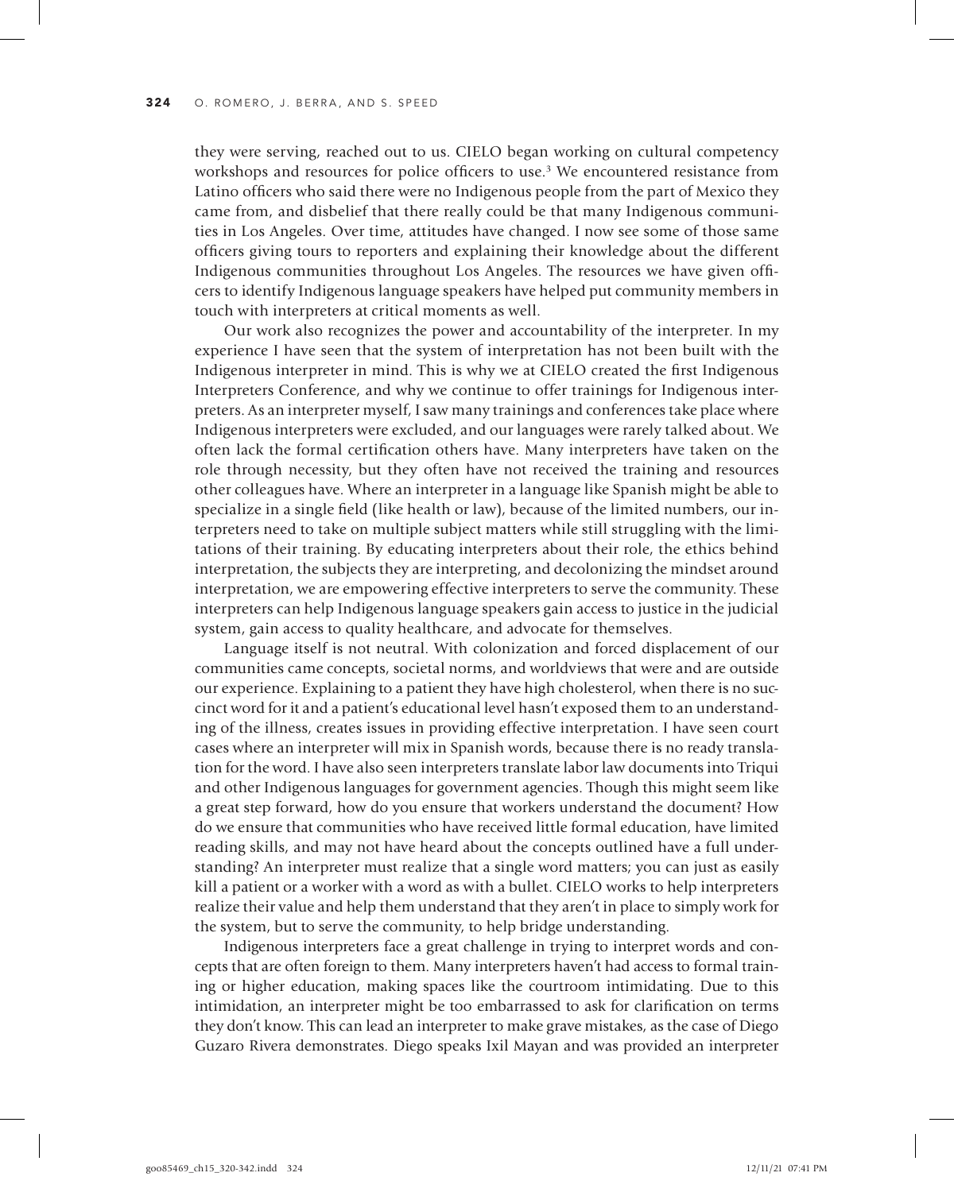they were serving, reached out to us. CIELO began working on cultural competency workshops and resources for police officers to use.[3] We encountered resistance from Latino officers who said there were no Indigenous people from the part of Mexico they came from, and disbelief that there really could be that many Indigenous communities in Los Angeles. Over time, attitudes have changed. I now see some of those same officers giving tours to reporters and explaining their knowledge about the different Indigenous communities throughout Los Angeles. The resources we have given officers to identify Indigenous language speakers have helped put community members in touch with interpreters at critical moments as well.

Our work also recognizes the power and accountability of the interpreter. In my experience I have seen that the system of interpretation has not been built with the Indigenous interpreter in mind. This is why we at CIELO created the first Indigenous Interpreters Conference, and why we continue to offer trainings for Indigenous interpreters. As an interpreter myself, I saw many trainings and conferences take place where Indigenous interpreters were excluded, and our languages were rarely talked about. We often lack the formal certification others have. Many interpreters have taken on the role through necessity, but they often have not received the training and resources other colleagues have. Where an interpreter in a language like Spanish might be able to specialize in a single field (like health or law), because of the limited numbers, our interpreters need to take on multiple subject matters while still struggling with the limitations of their training. By educating interpreters about their role, the ethics behind interpretation, the subjects they are interpreting, and decolonizing the mindset around interpretation, we are empowering effective interpreters to serve the community. These interpreters can help Indigenous language speakers gain access to justice in the judicial system, gain access to quality healthcare, and advocate for themselves.

Language itself is not neutral. With colonization and forced displacement of our communities came concepts, societal norms, and worldviews that were and are outside our experience. Explaining to a patient they have high cholesterol, when there is no succinct word for it and a patient's educational level hasn't exposed them to an understanding of the illness, creates issues in providing effective interpretation. I have seen court cases where an interpreter will mix in Spanish words, because there is no ready translation for the word. I have also seen interpreters translate labor law documents into Triqui and other Indigenous languages for government agencies. Though this might seem like a great step forward, how do you ensure that workers understand the document? How do we ensure that communities who have received little formal education, have limited reading skills, and may not have heard about the concepts outlined have a full understanding? An interpreter must realize that a single word matters; you can just as easily kill a patient or a worker with a word as with a bullet. CIELO works to help interpreters realize their value and help them understand that they aren't in place to simply work for the system, but to serve the community, to help bridge understanding.

Indigenous interpreters face a great challenge in trying to interpret words and concepts that are often foreign to them. Many interpreters haven't had access to formal training or higher education, making spaces like the courtroom intimidating. Due to this intimidation, an interpreter might be too embarrassed to ask for clarification on terms they don't know. This can lead an interpreter to make grave mistakes, as the case of Diego Guzaro Rivera demonstrates. Diego speaks Ixil Mayan and was provided an interpreter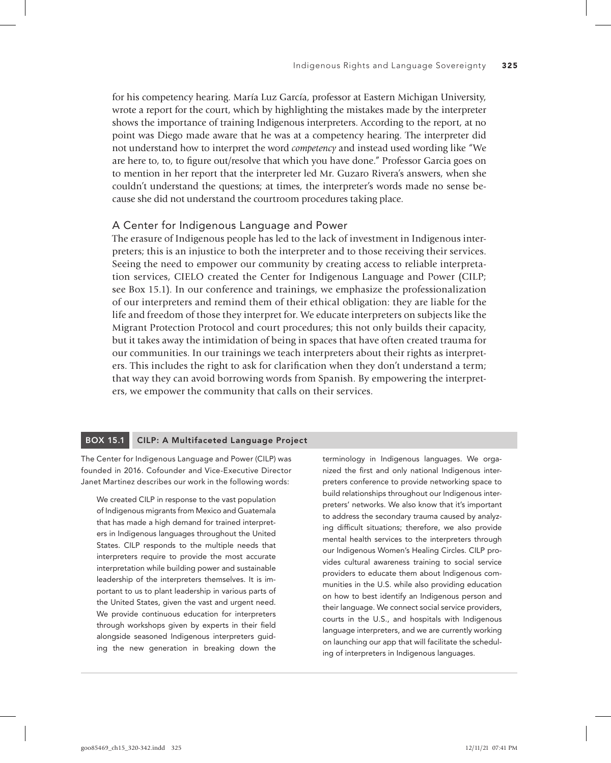for his competency hearing. María Luz García, professor at Eastern Michigan University, wrote a report for the court, which by highlighting the mistakes made by the interpreter shows the importance of training Indigenous interpreters. According to the report, at no point was Diego made aware that he was at a competency hearing. The interpreter did not understand how to interpret the word *competency* and instead used wording like "We are here to, to, to figure out/resolve that which you have done." Professor Garcia goes on to mention in her report that the interpreter led Mr. Guzaro Rivera's answers, when she couldn't understand the questions; at times, the interpreter's words made no sense because she did not understand the courtroom procedures taking place.

## A Center for Indigenous Language and Power

The erasure of Indigenous people has led to the lack of investment in Indigenous interpreters; this is an injustice to both the interpreter and to those receiving their services. Seeing the need to empower our community by creating access to reliable interpretation services, CIELO created the Center for Indigenous Language and Power (CILP; see Box 15.1). In our conference and trainings, we emphasize the professionalization of our interpreters and remind them of their ethical obligation: they are liable for the life and freedom of those they interpret for. We educate interpreters on subjects like the Migrant Protection Protocol and court procedures; this not only builds their capacity, but it takes away the intimidation of being in spaces that have often created trauma for our communities. In our trainings we teach interpreters about their rights as interpreters. This includes the right to ask for clarification when they don't understand a term; that way they can avoid borrowing words from Spanish. By empowering the interpreters, we empower the community that calls on their services.

### BOX 15.1 CILP: A Multifaceted Language Project

The Center for Indigenous Language and Power (CILP) was founded in 2016. Cofounder and Vice-Executive Director Janet Martinez describes our work in the following words:

> We created CILP in response to the vast population of Indigenous migrants from Mexico and Guatemala that has made a high demand for trained interpreters in Indigenous languages throughout the United States. CILP responds to the multiple needs that interpreters require to provide the most accurate interpretation while building power and sustainable leadership of the interpreters themselves. It is important to us to plant leadership in various parts of the United States, given the vast and urgent need. We provide continuous education for interpreters through workshops given by experts in their field alongside seasoned Indigenous interpreters guiding the new generation in breaking down the terminology in Indigenous languages. We organized the first and only national Indigenous interpreters conference to provide networking space to build relationships throughout our Indigenous interpreters' networks. We also know that it's important to address the secondary trauma caused by analyzing difficult situations; therefore, we also provide mental health services to the interpreters through our Indigenous Women's Healing Circles. CILP provides cultural awareness training to social service providers to educate them about Indigenous communities in the U.S. while also providing education on how to best identify an Indigenous person and their language. We connect social service providers, courts in the U.S., and hospitals with Indigenous language interpreters, and we are currently working on launching our app that will facilitate the scheduling of interpreters in Indigenous languages.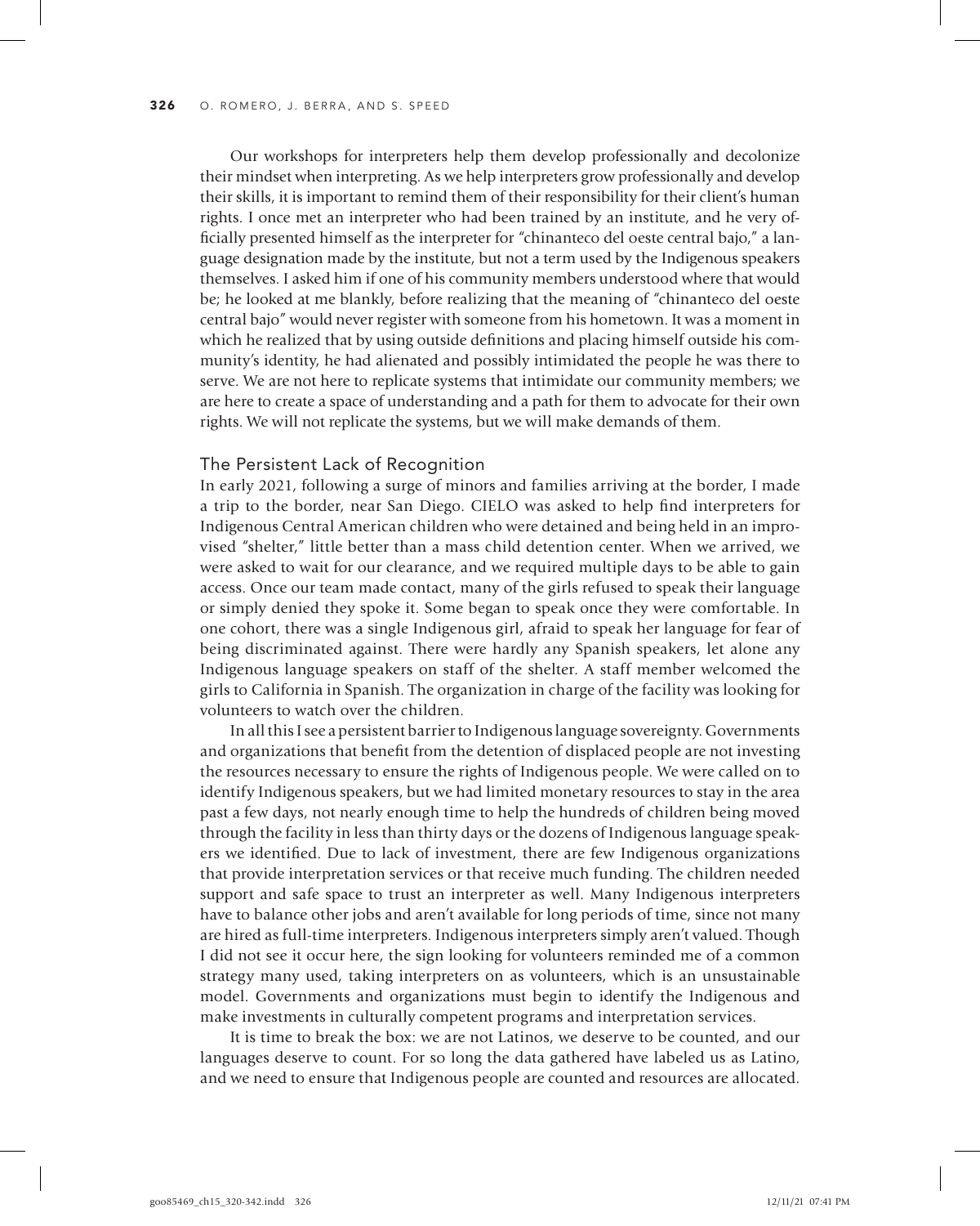Our workshops for interpreters help them develop professionally and decolonize their mindset when interpreting. As we help interpreters grow professionally and develop their skills, it is important to remind them of their responsibility for their client's human rights. I once met an interpreter who had been trained by an institute, and he very officially presented himself as the interpreter for "chinanteco del oeste central bajo," a language designation made by the institute, but not a term used by the Indigenous speakers themselves. I asked him if one of his community members understood where that would be; he looked at me blankly, before realizing that the meaning of "chinanteco del oeste central bajo" would never register with someone from his hometown. It was a moment in which he realized that by using outside definitions and placing himself outside his community's identity, he had alienated and possibly intimidated the people he was there to serve. We are not here to replicate systems that intimidate our community members; we are here to create a space of understanding and a path for them to advocate for their own rights. We will not replicate the systems, but we will make demands of them.

## The Persistent Lack of Recognition

In early 2021, following a surge of minors and families arriving at the border, I made a trip to the border, near San Diego. CIELO was asked to help find interpreters for Indigenous Central American children who were detained and being held in an improvised "shelter," little better than a mass child detention center. When we arrived, we were asked to wait for our clearance, and we required multiple days to be able to gain access. Once our team made contact, many of the girls refused to speak their language or simply denied they spoke it. Some began to speak once they were comfortable. In one cohort, there was a single Indigenous girl, afraid to speak her language for fear of being discriminated against. There were hardly any Spanish speakers, let alone any Indigenous language speakers on staff of the shelter. A staff member welcomed the girls to California in Spanish. The organization in charge of the facility was looking for volunteers to watch over the children.

In all this I see a persistent barrier to Indigenous language sovereignty. Governments and organizations that benefit from the detention of displaced people are not investing the resources necessary to ensure the rights of Indigenous people. We were called on to identify Indigenous speakers, but we had limited monetary resources to stay in the area past a few days, not nearly enough time to help the hundreds of children being moved through the facility in less than thirty days or the dozens of Indigenous language speakers we identified. Due to lack of investment, there are few Indigenous organizations that provide interpretation services or that receive much funding. The children needed support and safe space to trust an interpreter as well. Many Indigenous interpreters have to balance other jobs and aren't available for long periods of time, since not many are hired as full-time interpreters. Indigenous interpreters simply aren't valued. Though I did not see it occur here, the sign looking for volunteers reminded me of a common strategy many used, taking interpreters on as volunteers, which is an unsustainable model. Governments and organizations must begin to identify the Indigenous and make investments in culturally competent programs and interpretation services.

It is time to break the box: we are not Latinos, we deserve to be counted, and our languages deserve to count. For so long the data gathered have labeled us as Latino, and we need to ensure that Indigenous people are counted and resources are allocated.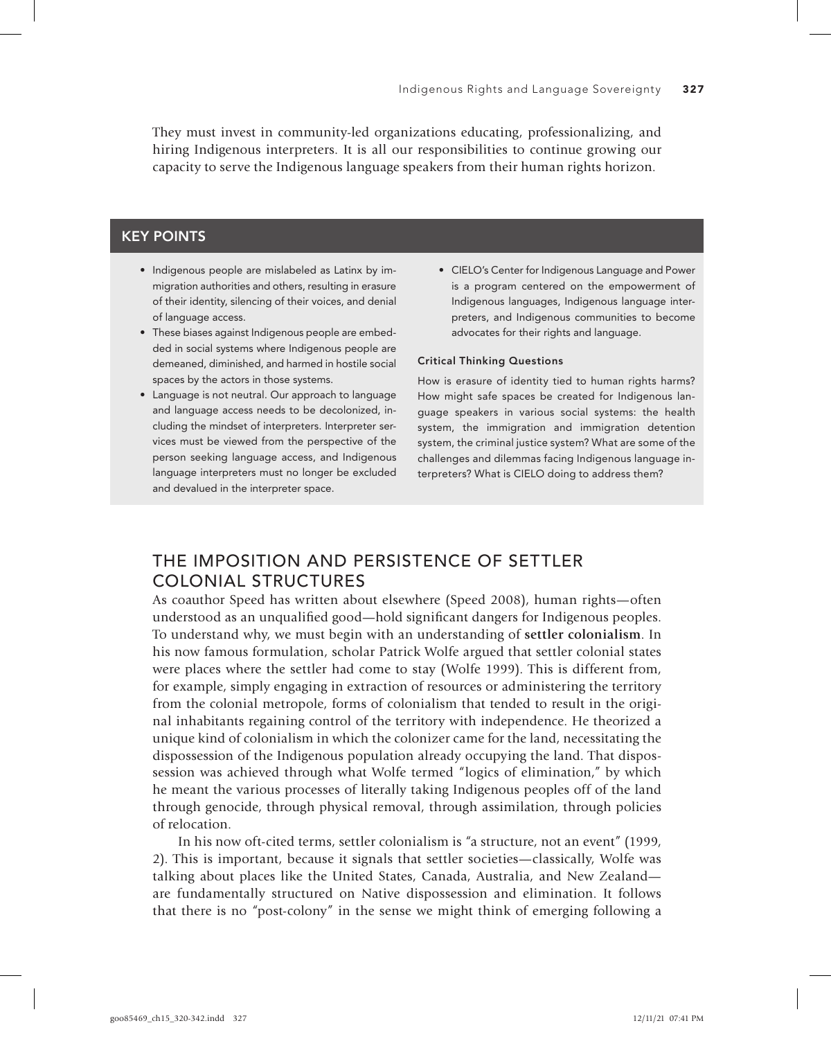They must invest in community-led organizations educating, professionalizing, and hiring Indigenous interpreters. It is all our responsibilities to continue growing our capacity to serve the Indigenous language speakers from their human rights horizon.

## KEY POINTS

- Indigenous people are mislabeled as Latinx by immigration authorities and others, resulting in erasure of their identity, silencing of their voices, and denial of language access.
- These biases against Indigenous people are embedded in social systems where Indigenous people are demeaned, diminished, and harmed in hostile social spaces by the actors in those systems.
- Language is not neutral. Our approach to language and language access needs to be decolonized, including the mindset of interpreters. Interpreter services must be viewed from the perspective of the person seeking language access, and Indigenous language interpreters must no longer be excluded and devalued in the interpreter space.
- CIELO's Center for Indigenous Language and Power is a program centered on the empowerment of Indigenous languages, Indigenous language interpreters, and Indigenous communities to become advocates for their rights and language.

### Critical Thinking Questions

How is erasure of identity tied to human rights harms? How might safe spaces be created for Indigenous language speakers in various social systems: the health system, the immigration and immigration detention system, the criminal justice system? What are some of the challenges and dilemmas facing Indigenous language interpreters? What is CIELO doing to address them?

## THE IMPOSITION AND PERSISTENCE OF SETTLER COLONIAL STRUCTURES

As coauthor Speed has written about elsewhere (Speed 2008), human rights—often understood as an unqualified good—hold significant dangers for Indigenous peoples. To understand why, we must begin with an understanding of **settler colonialism**. In his now famous formulation, scholar Patrick Wolfe argued that settler colonial states were places where the settler had come to stay (Wolfe 1999). This is different from, for example, simply engaging in extraction of resources or administering the territory from the colonial metropole, forms of colonialism that tended to result in the original inhabitants regaining control of the territory with independence. He theorized a unique kind of colonialism in which the colonizer came for the land, necessitating the dispossession of the Indigenous population already occupying the land. That dispossession was achieved through what Wolfe termed "logics of elimination," by which he meant the various processes of literally taking Indigenous peoples off of the land through genocide, through physical removal, through assimilation, through policies of relocation.

In his now oft-cited terms, settler colonialism is "a structure, not an event" (1999, 2). This is important, because it signals that settler societies—classically, Wolfe was talking about places like the United States, Canada, Australia, and New Zealand—are fundamentally structured on Native dispossession and elimination. It follows that there is no "post-colony" in the sense we might think of emerging following a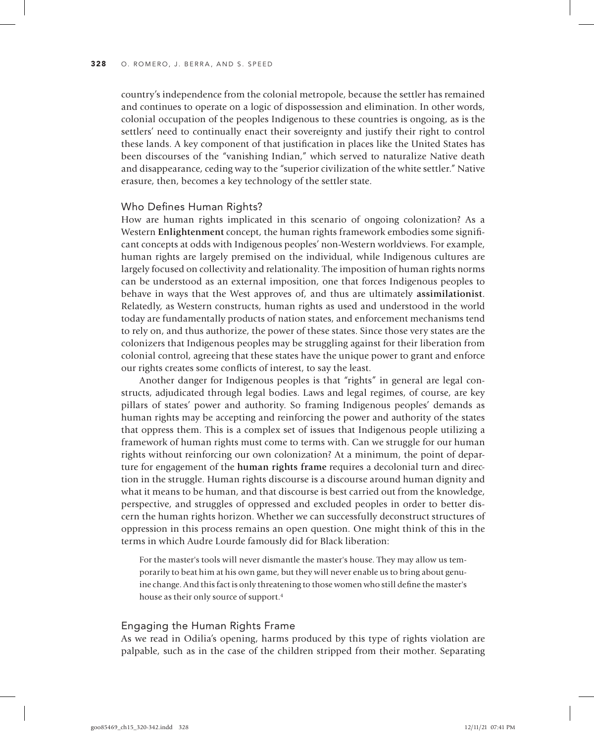country's independence from the colonial metropole, because the settler has remained and continues to operate on a logic of dispossession and elimination. In other words, colonial occupation of the peoples Indigenous to these countries is ongoing, as is the settlers' need to continually enact their sovereignty and justify their right to control these lands. A key component of that justification in places like the United States has been discourses of the "vanishing Indian," which served to naturalize Native death and disappearance, ceding way to the "superior civilization of the white settler." Native erasure, then, becomes a key technology of the settler state.

## Who Defines Human Rights?

How are human rights implicated in this scenario of ongoing colonization? As a Western **Enlightenment** concept, the human rights framework embodies some significant concepts at odds with Indigenous peoples' non-Western worldviews. For example, human rights are largely premised on the individual, while Indigenous cultures are largely focused on collectivity and relationality. The imposition of human rights norms can be understood as an external imposition, one that forces Indigenous peoples to behave in ways that the West approves of, and thus are ultimately **assimilationist**. Relatedly, as Western constructs, human rights as used and understood in the world today are fundamentally products of nation states, and enforcement mechanisms tend to rely on, and thus authorize, the power of these states. Since those very states are the colonizers that Indigenous peoples may be struggling against for their liberation from colonial control, agreeing that these states have the unique power to grant and enforce our rights creates some conflicts of interest, to say the least.

Another danger for Indigenous peoples is that "rights" in general are legal constructs, adjudicated through legal bodies. Laws and legal regimes, of course, are key pillars of states' power and authority. So framing Indigenous peoples' demands as human rights may be accepting and reinforcing the power and authority of the states that oppress them. This is a complex set of issues that Indigenous people utilizing a framework of human rights must come to terms with. Can we struggle for our human rights without reinforcing our own colonization? At a minimum, the point of departure for engagement of the **human rights frame** requires a decolonial turn and direction in the struggle. Human rights discourse is a discourse around human dignity and what it means to be human, and that discourse is best carried out from the knowledge, perspective, and struggles of oppressed and excluded peoples in order to better discern the human rights horizon. Whether we can successfully deconstruct structures of oppression in this process remains an open question. One might think of this in the terms in which Audre Lourde famously did for Black liberation:

> For the master's tools will never dismantle the master's house. They may allow us temporarily to beat him at his own game, but they will never enable us to bring about genuine change. And this fact is only threatening to those women who still define the master's house as their only source of support.[4]

## Engaging the Human Rights Frame

As we read in Odilia's opening, harms produced by this type of rights violation are palpable, such as in the case of the children stripped from their mother. Separating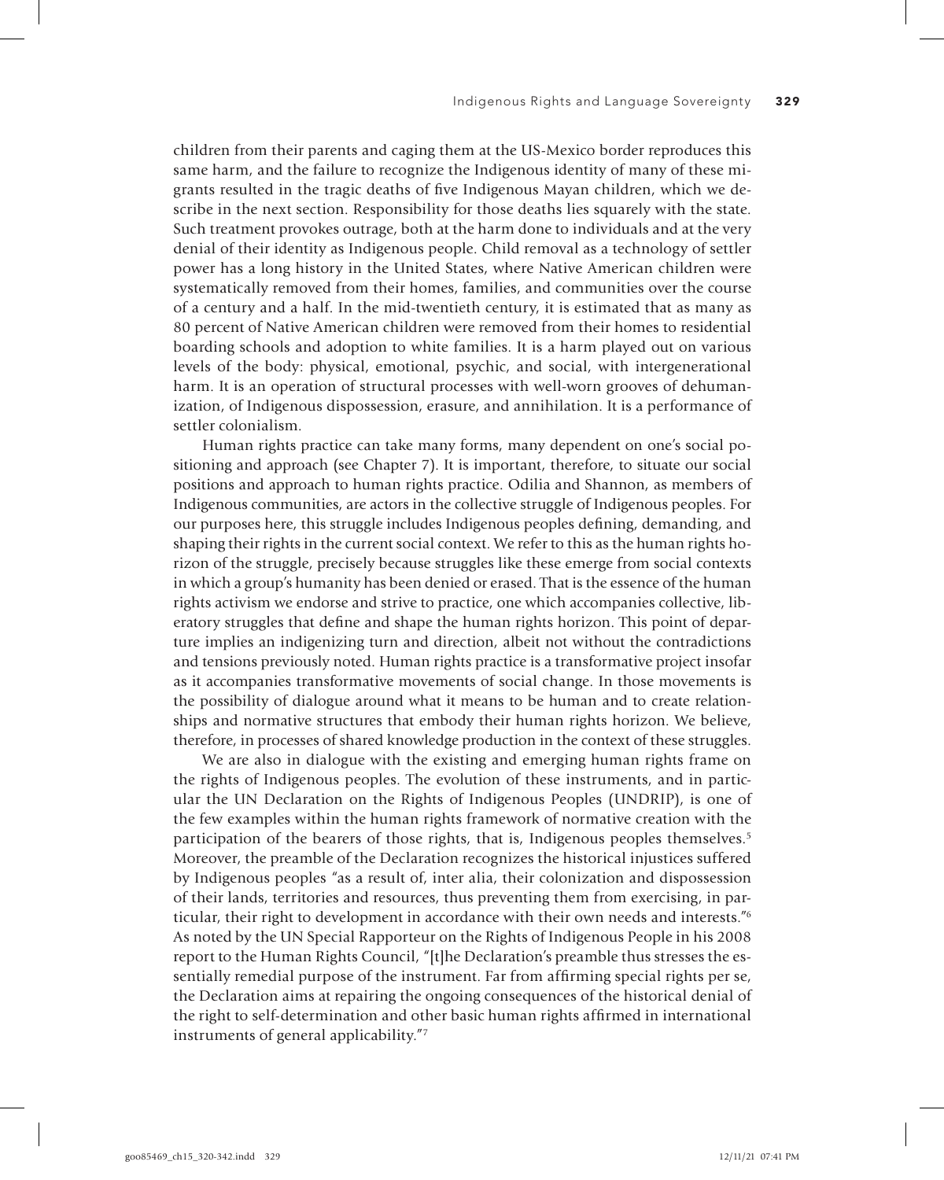children from their parents and caging them at the US-Mexico border reproduces this same harm, and the failure to recognize the Indigenous identity of many of these migrants resulted in the tragic deaths of five Indigenous Mayan children, which we describe in the next section. Responsibility for those deaths lies squarely with the state. Such treatment provokes outrage, both at the harm done to individuals and at the very denial of their identity as Indigenous people. Child removal as a technology of settler power has a long history in the United States, where Native American children were systematically removed from their homes, families, and communities over the course of a century and a half. In the mid-twentieth century, it is estimated that as many as 80 percent of Native American children were removed from their homes to residential boarding schools and adoption to white families. It is a harm played out on various levels of the body: physical, emotional, psychic, and social, with intergenerational harm. It is an operation of structural processes with well-worn grooves of dehumanization, of Indigenous dispossession, erasure, and annihilation. It is a performance of settler colonialism.

Human rights practice can take many forms, many dependent on one's social positioning and approach (see Chapter 7). It is important, therefore, to situate our social positions and approach to human rights practice. Odilia and Shannon, as members of Indigenous communities, are actors in the collective struggle of Indigenous peoples. For our purposes here, this struggle includes Indigenous peoples defining, demanding, and shaping their rights in the current social context. We refer to this as the human rights horizon of the struggle, precisely because struggles like these emerge from social contexts in which a group's humanity has been denied or erased. That is the essence of the human rights activism we endorse and strive to practice, one which accompanies collective, liberatory struggles that define and shape the human rights horizon. This point of departure implies an indigenizing turn and direction, albeit not without the contradictions and tensions previously noted. Human rights practice is a transformative project insofar as it accompanies transformative movements of social change. In those movements is the possibility of dialogue around what it means to be human and to create relationships and normative structures that embody their human rights horizon. We believe, therefore, in processes of shared knowledge production in the context of these struggles.

We are also in dialogue with the existing and emerging human rights frame on the rights of Indigenous peoples. The evolution of these instruments, and in particular the UN Declaration on the Rights of Indigenous Peoples (UNDRIP), is one of the few examples within the human rights framework of normative creation with the participation of the bearers of those rights, that is, Indigenous peoples themselves.[5] Moreover, the preamble of the Declaration recognizes the historical injustices suffered by Indigenous peoples "as a result of, inter alia, their colonization and dispossession of their lands, territories and resources, thus preventing them from exercising, in particular, their right to development in accordance with their own needs and interests."[6] As noted by the UN Special Rapporteur on the Rights of Indigenous People in his 2008 report to the Human Rights Council, "[t]he Declaration's preamble thus stresses the essentially remedial purpose of the instrument. Far from affirming special rights per se, the Declaration aims at repairing the ongoing consequences of the historical denial of the right to self-determination and other basic human rights affirmed in international instruments of general applicability."[7]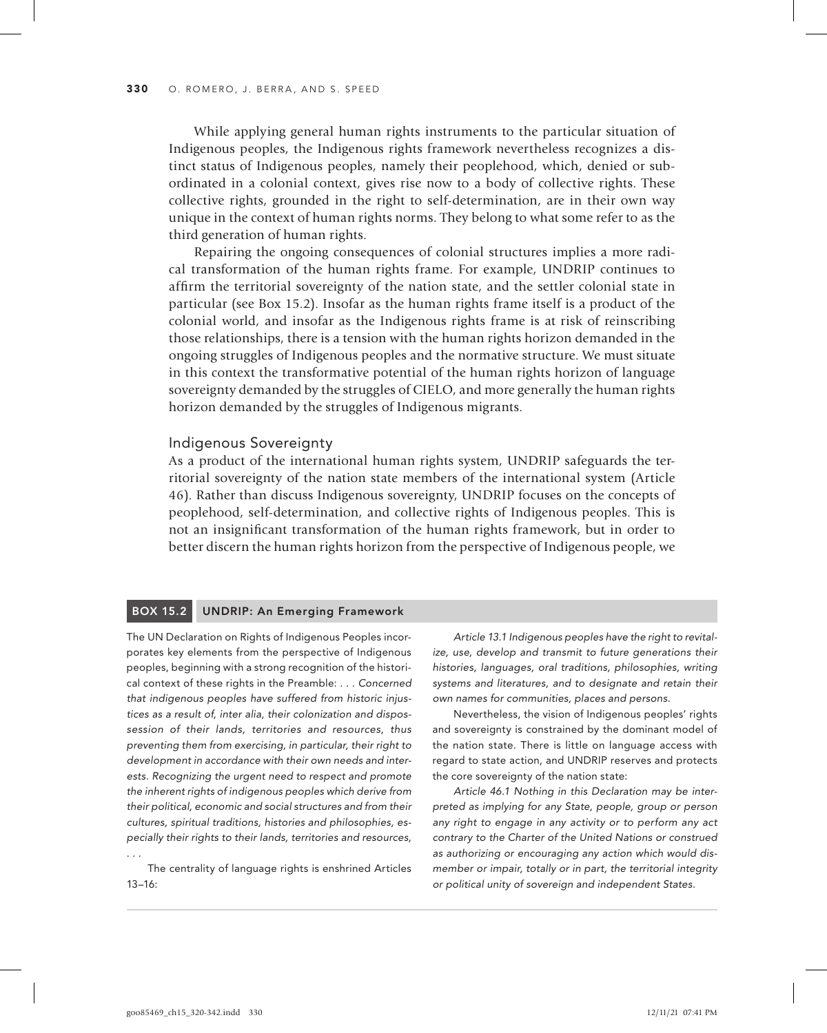While applying general human rights instruments to the particular situation of Indigenous peoples, the Indigenous rights framework nevertheless recognizes a distinct status of Indigenous peoples, namely their peoplehood, which, denied or subordinated in a colonial context, gives rise now to a body of collective rights. These collective rights, grounded in the right to self-determination, are in their own way unique in the context of human rights norms. They belong to what some refer to as the third generation of human rights.

Repairing the ongoing consequences of colonial structures implies a more radical transformation of the human rights frame. For example, UNDRIP continues to affirm the territorial sovereignty of the nation state, and the settler colonial state in particular (see Box 15.2). Insofar as the human rights frame itself is a product of the colonial world, and insofar as the Indigenous rights frame is at risk of reinscribing those relationships, there is a tension with the human rights horizon demanded in the ongoing struggles of Indigenous peoples and the normative structure. We must situate in this context the transformative potential of the human rights horizon of language sovereignty demanded by the struggles of CIELO, and more generally the human rights horizon demanded by the struggles of Indigenous migrants.

## Indigenous Sovereignty

As a product of the international human rights system, UNDRIP safeguards the territorial sovereignty of the nation state members of the international system (Article 46). Rather than discuss Indigenous sovereignty, UNDRIP focuses on the concepts of peoplehood, self-determination, and collective rights of Indigenous peoples. This is not an insignificant transformation of the human rights framework, but in order to better discern the human rights horizon from the perspective of Indigenous people, we

### BOX 15.2 UNDRIP: An Emerging Framework

The UN Declaration on Rights of Indigenous Peoples incorporates key elements from the perspective of Indigenous peoples, beginning with a strong recognition of the historical context of these rights in the Preamble: . . . *Concerned that indigenous peoples have suffered from historic injustices as a result of, inter alia, their colonization and dispossession of their lands, territories and resources, thus preventing them from exercising, in particular, their right to development in accordance with their own needs and interests. Recognizing the urgent need to respect and promote the inherent rights of indigenous peoples which derive from their political, economic and social structures and from their cultures, spiritual traditions, histories and philosophies, especially their rights to their lands, territories and resources,* . . .

The centrality of language rights is enshrined Articles 13–16:

*Article 13.1 Indigenous peoples have the right to revitalize, use, develop and transmit to future generations their histories, languages, oral traditions, philosophies, writing systems and literatures, and to designate and retain their own names for communities, places and persons.*

Nevertheless, the vision of Indigenous peoples' rights and sovereignty is constrained by the dominant model of the nation state. There is little on language access with regard to state action, and UNDRIP reserves and protects the core sovereignty of the nation state:

*Article 46.1 Nothing in this Declaration may be interpreted as implying for any State, people, group or person any right to engage in any activity or to perform any act contrary to the Charter of the United Nations or construed as authorizing or encouraging any action which would dismember or impair, totally or in part, the territorial integrity or political unity of sovereign and independent States.*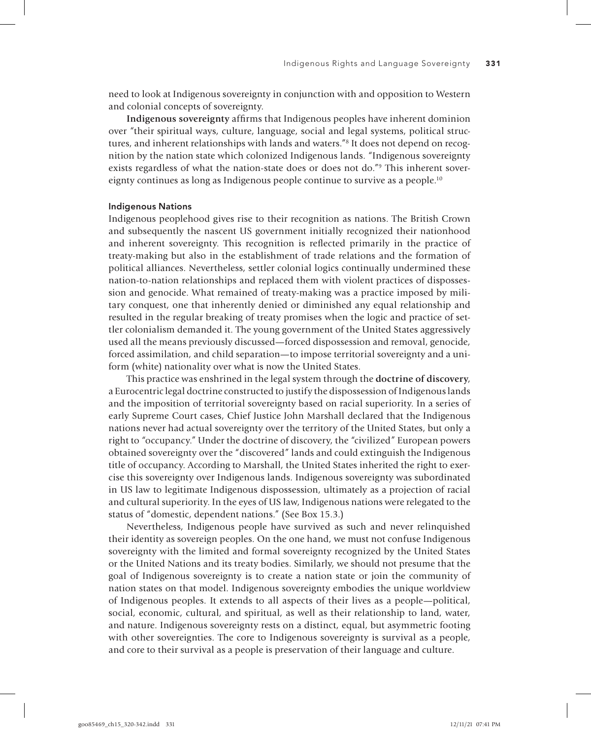need to look at Indigenous sovereignty in conjunction with and opposition to Western and colonial concepts of sovereignty.

**Indigenous sovereignty** affirms that Indigenous peoples have inherent dominion over "their spiritual ways, culture, language, social and legal systems, political structures, and inherent relationships with lands and waters."[8] It does not depend on recognition by the nation state which colonized Indigenous lands. "Indigenous sovereignty exists regardless of what the nation-state does or does not do."[9] This inherent sovereignty continues as long as Indigenous people continue to survive as a people.[10]

### Indigenous Nations

Indigenous peoplehood gives rise to their recognition as nations. The British Crown and subsequently the nascent US government initially recognized their nationhood and inherent sovereignty. This recognition is reflected primarily in the practice of treaty-making but also in the establishment of trade relations and the formation of political alliances. Nevertheless, settler colonial logics continually undermined these nation-to-nation relationships and replaced them with violent practices of dispossession and genocide. What remained of treaty-making was a practice imposed by military conquest, one that inherently denied or diminished any equal relationship and resulted in the regular breaking of treaty promises when the logic and practice of settler colonialism demanded it. The young government of the United States aggressively used all the means previously discussed—forced dispossession and removal, genocide, forced assimilation, and child separation—to impose territorial sovereignty and a uniform (white) nationality over what is now the United States.

This practice was enshrined in the legal system through the **doctrine of discovery**, a Eurocentric legal doctrine constructed to justify the dispossession of Indigenous lands and the imposition of territorial sovereignty based on racial superiority. In a series of early Supreme Court cases, Chief Justice John Marshall declared that the Indigenous nations never had actual sovereignty over the territory of the United States, but only a right to "occupancy." Under the doctrine of discovery, the "civilized" European powers obtained sovereignty over the "discovered" lands and could extinguish the Indigenous title of occupancy. According to Marshall, the United States inherited the right to exercise this sovereignty over Indigenous lands. Indigenous sovereignty was subordinated in US law to legitimate Indigenous dispossession, ultimately as a projection of racial and cultural superiority. In the eyes of US law, Indigenous nations were relegated to the status of "domestic, dependent nations." (See Box 15.3.)

Nevertheless, Indigenous people have survived as such and never relinquished their identity as sovereign peoples. On the one hand, we must not confuse Indigenous sovereignty with the limited and formal sovereignty recognized by the United States or the United Nations and its treaty bodies. Similarly, we should not presume that the goal of Indigenous sovereignty is to create a nation state or join the community of nation states on that model. Indigenous sovereignty embodies the unique worldview of Indigenous peoples. It extends to all aspects of their lives as a people—political, social, economic, cultural, and spiritual, as well as their relationship to land, water, and nature. Indigenous sovereignty rests on a distinct, equal, but asymmetric footing with other sovereignties. The core to Indigenous sovereignty is survival as a people, and core to their survival as a people is preservation of their language and culture.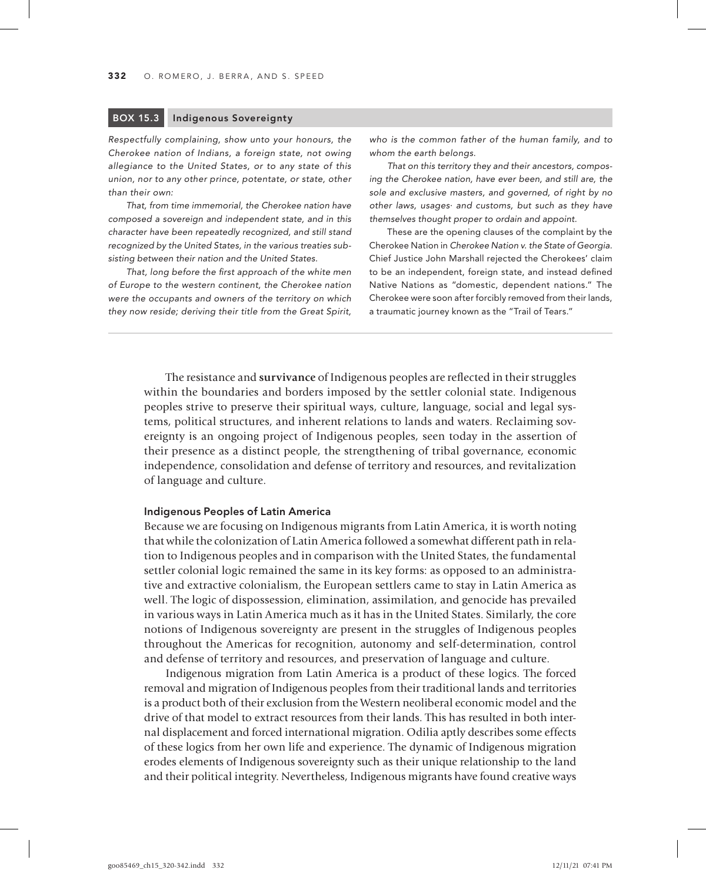### BOX 15.3 Indigenous Sovereignty

*Respectfully complaining, show unto your honours, the Cherokee nation of Indians, a foreign state, not owing allegiance to the United States, or to any state of this union, nor to any other prince, potentate, or state, other than their own:*

*That, from time immemorial, the Cherokee nation have composed a sovereign and independent state, and in this character have been repeatedly recognized, and still stand recognized by the United States, in the various treaties subsisting between their nation and the United States.*

*That, long before the first approach of the white men of Europe to the western continent, the Cherokee nation were the occupants and owners of the territory on which they now reside; deriving their title from the Great Spirit, who is the common father of the human family, and to whom the earth belongs.*

*That on this territory they and their ancestors, composing the Cherokee nation, have ever been, and still are, the sole and exclusive masters, and governed, of right by no other laws, usages· and customs, but such as they have themselves thought proper to ordain and appoint.*

These are the opening clauses of the complaint by the Cherokee Nation in *Cherokee Nation v. the State of Georgia*. Chief Justice John Marshall rejected the Cherokees' claim to be an independent, foreign state, and instead defined Native Nations as "domestic, dependent nations." The Cherokee were soon after forcibly removed from their lands, a traumatic journey known as the "Trail of Tears."

---

The resistance and **survivance** of Indigenous peoples are reflected in their struggles within the boundaries and borders imposed by the settler colonial state. Indigenous peoples strive to preserve their spiritual ways, culture, language, social and legal systems, political structures, and inherent relations to lands and waters. Reclaiming sovereignty is an ongoing project of Indigenous peoples, seen today in the assertion of their presence as a distinct people, the strengthening of tribal governance, economic independence, consolidation and defense of territory and resources, and revitalization of language and culture.

#### Indigenous Peoples of Latin America

Because we are focusing on Indigenous migrants from Latin America, it is worth noting that while the colonization of Latin America followed a somewhat different path in relation to Indigenous peoples and in comparison with the United States, the fundamental settler colonial logic remained the same in its key forms: as opposed to an administrative and extractive colonialism, the European settlers came to stay in Latin America as well. The logic of dispossession, elimination, assimilation, and genocide has prevailed in various ways in Latin America much as it has in the United States. Similarly, the core notions of Indigenous sovereignty are present in the struggles of Indigenous peoples throughout the Americas for recognition, autonomy and self-determination, control and defense of territory and resources, and preservation of language and culture.

Indigenous migration from Latin America is a product of these logics. The forced removal and migration of Indigenous peoples from their traditional lands and territories is a product both of their exclusion from the Western neoliberal economic model and the drive of that model to extract resources from their lands. This has resulted in both internal displacement and forced international migration. Odilia aptly describes some effects of these logics from her own life and experience. The dynamic of Indigenous migration erodes elements of Indigenous sovereignty such as their unique relationship to the land and their political integrity. Nevertheless, Indigenous migrants have found creative ways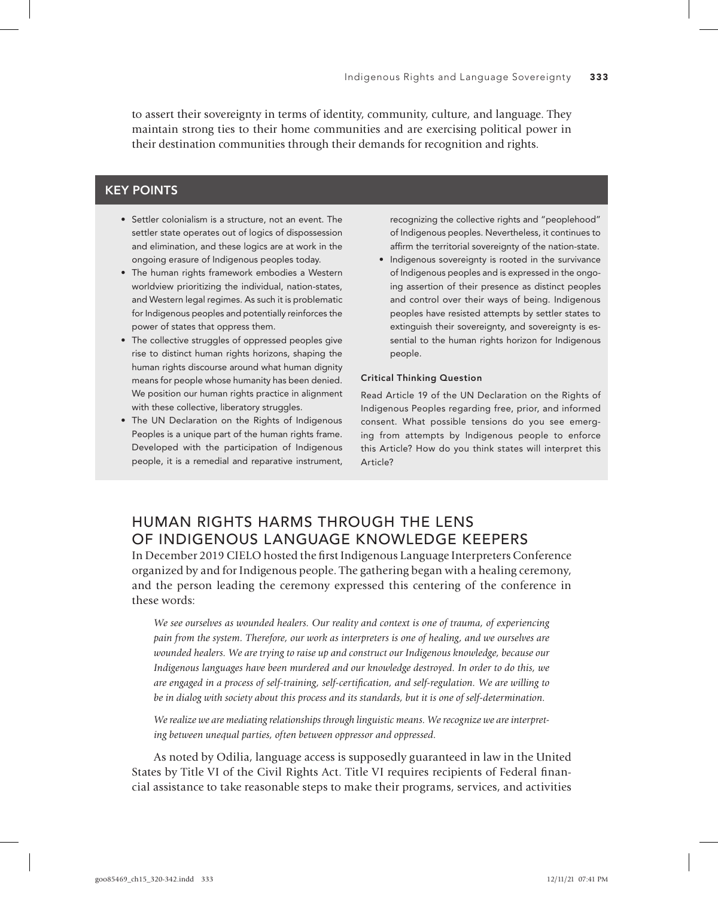to assert their sovereignty in terms of identity, community, culture, and language. They maintain strong ties to their home communities and are exercising political power in their destination communities through their demands for recognition and rights.

## KEY POINTS

- Settler colonialism is a structure, not an event. The settler state operates out of logics of dispossession and elimination, and these logics are at work in the ongoing erasure of Indigenous peoples today.
- The human rights framework embodies a Western worldview prioritizing the individual, nation-states, and Western legal regimes. As such it is problematic for Indigenous peoples and potentially reinforces the power of states that oppress them.
- The collective struggles of oppressed peoples give rise to distinct human rights horizons, shaping the human rights discourse around what human dignity means for people whose humanity has been denied. We position our human rights practice in alignment with these collective, liberatory struggles.
- The UN Declaration on the Rights of Indigenous Peoples is a unique part of the human rights frame. Developed with the participation of Indigenous people, it is a remedial and reparative instrument, recognizing the collective rights and "peoplehood" of Indigenous peoples. Nevertheless, it continues to affirm the territorial sovereignty of the nation-state.
- Indigenous sovereignty is rooted in the survivance of Indigenous peoples and is expressed in the ongoing assertion of their presence as distinct peoples and control over their ways of being. Indigenous peoples have resisted attempts by settler states to extinguish their sovereignty, and sovereignty is essential to the human rights horizon for Indigenous people.

#### Critical Thinking Question

Read Article 19 of the UN Declaration on the Rights of Indigenous Peoples regarding free, prior, and informed consent. What possible tensions do you see emerging from attempts by Indigenous people to enforce this Article? How do you think states will interpret this Article?

## HUMAN RIGHTS HARMS THROUGH THE LENS OF INDIGENOUS LANGUAGE KNOWLEDGE KEEPERS

In December 2019 CIELO hosted the first Indigenous Language Interpreters Conference organized by and for Indigenous people. The gathering began with a healing ceremony, and the person leading the ceremony expressed this centering of the conference in these words:

> *We see ourselves as wounded healers. Our reality and context is one of trauma, of experiencing pain from the system. Therefore, our work as interpreters is one of healing, and we ourselves are wounded healers. We are trying to raise up and construct our Indigenous knowledge, because our Indigenous languages have been murdered and our knowledge destroyed. In order to do this, we are engaged in a process of self-training, self-certification, and self-regulation. We are willing to be in dialog with society about this process and its standards, but it is one of self-determination.*
>
> *We realize we are mediating relationships through linguistic means. We recognize we are interpreting between unequal parties, often between oppressor and oppressed.*

As noted by Odilia, language access is supposedly guaranteed in law in the United States by Title VI of the Civil Rights Act. Title VI requires recipients of Federal financial assistance to take reasonable steps to make their programs, services, and activities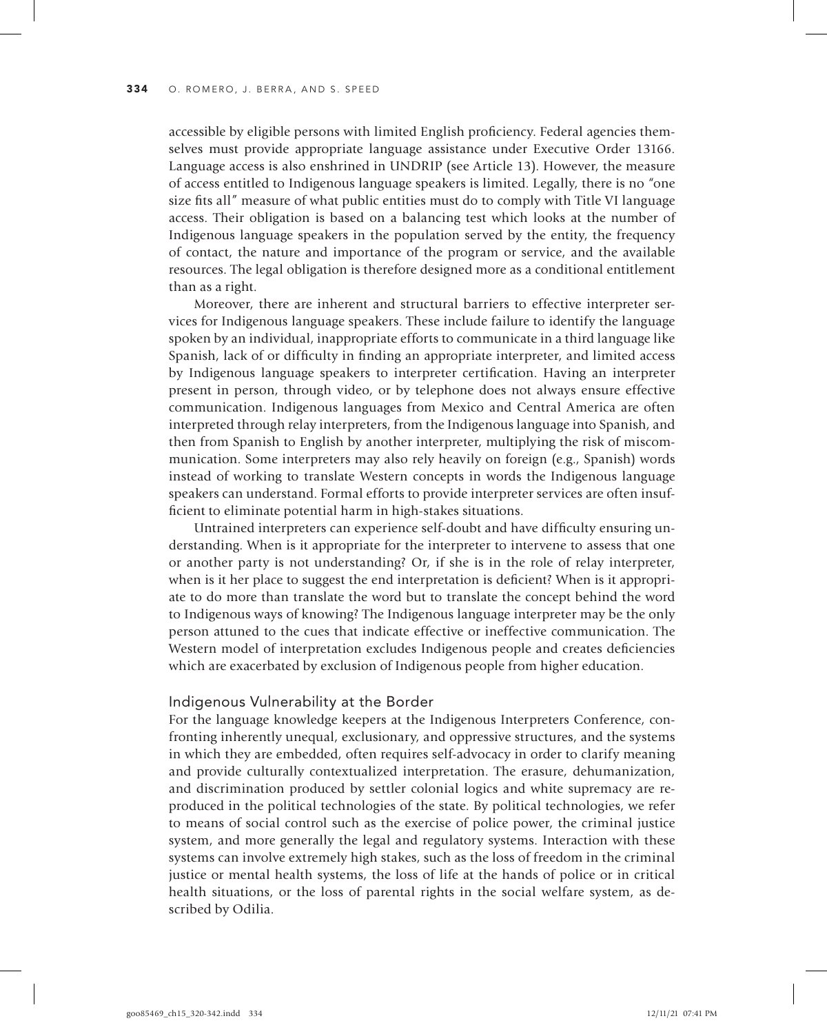accessible by eligible persons with limited English proficiency. Federal agencies themselves must provide appropriate language assistance under Executive Order 13166. Language access is also enshrined in UNDRIP (see Article 13). However, the measure of access entitled to Indigenous language speakers is limited. Legally, there is no "one size fits all" measure of what public entities must do to comply with Title VI language access. Their obligation is based on a balancing test which looks at the number of Indigenous language speakers in the population served by the entity, the frequency of contact, the nature and importance of the program or service, and the available resources. The legal obligation is therefore designed more as a conditional entitlement than as a right.

Moreover, there are inherent and structural barriers to effective interpreter services for Indigenous language speakers. These include failure to identify the language spoken by an individual, inappropriate efforts to communicate in a third language like Spanish, lack of or difficulty in finding an appropriate interpreter, and limited access by Indigenous language speakers to interpreter certification. Having an interpreter present in person, through video, or by telephone does not always ensure effective communication. Indigenous languages from Mexico and Central America are often interpreted through relay interpreters, from the Indigenous language into Spanish, and then from Spanish to English by another interpreter, multiplying the risk of miscommunication. Some interpreters may also rely heavily on foreign (e.g., Spanish) words instead of working to translate Western concepts in words the Indigenous language speakers can understand. Formal efforts to provide interpreter services are often insufficient to eliminate potential harm in high-stakes situations.

Untrained interpreters can experience self-doubt and have difficulty ensuring understanding. When is it appropriate for the interpreter to intervene to assess that one or another party is not understanding? Or, if she is in the role of relay interpreter, when is it her place to suggest the end interpretation is deficient? When is it appropriate to do more than translate the word but to translate the concept behind the word to Indigenous ways of knowing? The Indigenous language interpreter may be the only person attuned to the cues that indicate effective or ineffective communication. The Western model of interpretation excludes Indigenous people and creates deficiencies which are exacerbated by exclusion of Indigenous people from higher education.

## Indigenous Vulnerability at the Border

For the language knowledge keepers at the Indigenous Interpreters Conference, confronting inherently unequal, exclusionary, and oppressive structures, and the systems in which they are embedded, often requires self-advocacy in order to clarify meaning and provide culturally contextualized interpretation. The erasure, dehumanization, and discrimination produced by settler colonial logics and white supremacy are reproduced in the political technologies of the state. By political technologies, we refer to means of social control such as the exercise of police power, the criminal justice system, and more generally the legal and regulatory systems. Interaction with these systems can involve extremely high stakes, such as the loss of freedom in the criminal justice or mental health systems, the loss of life at the hands of police or in critical health situations, or the loss of parental rights in the social welfare system, as described by Odilia.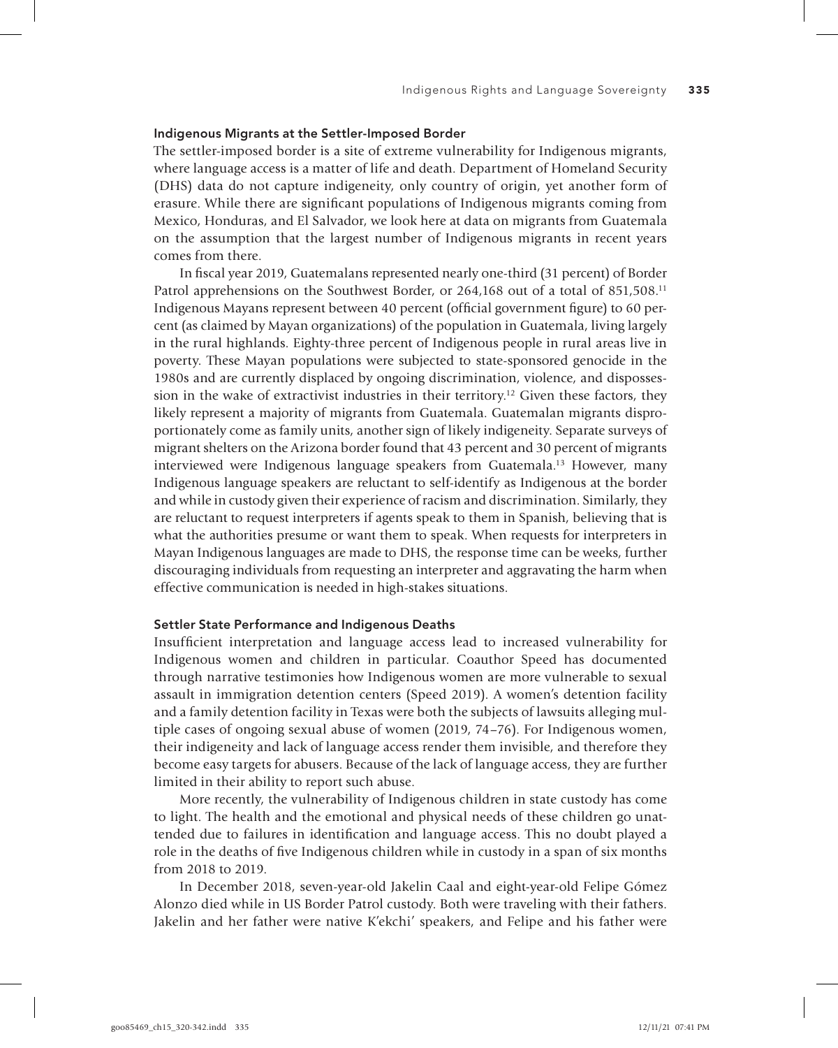### Indigenous Migrants at the Settler-Imposed Border

The settler-imposed border is a site of extreme vulnerability for Indigenous migrants, where language access is a matter of life and death. Department of Homeland Security (DHS) data do not capture indigeneity, only country of origin, yet another form of erasure. While there are significant populations of Indigenous migrants coming from Mexico, Honduras, and El Salvador, we look here at data on migrants from Guatemala on the assumption that the largest number of Indigenous migrants in recent years comes from there.

In fiscal year 2019, Guatemalans represented nearly one-third (31 percent) of Border Patrol apprehensions on the Southwest Border, or 264,168 out of a total of 851,508.[11] Indigenous Mayans represent between 40 percent (official government figure) to 60 percent (as claimed by Mayan organizations) of the population in Guatemala, living largely in the rural highlands. Eighty-three percent of Indigenous people in rural areas live in poverty. These Mayan populations were subjected to state-sponsored genocide in the 1980s and are currently displaced by ongoing discrimination, violence, and dispossession in the wake of extractivist industries in their territory.[12] Given these factors, they likely represent a majority of migrants from Guatemala. Guatemalan migrants disproportionately come as family units, another sign of likely indigeneity. Separate surveys of migrant shelters on the Arizona border found that 43 percent and 30 percent of migrants interviewed were Indigenous language speakers from Guatemala.[13] However, many Indigenous language speakers are reluctant to self-identify as Indigenous at the border and while in custody given their experience of racism and discrimination. Similarly, they are reluctant to request interpreters if agents speak to them in Spanish, believing that is what the authorities presume or want them to speak. When requests for interpreters in Mayan Indigenous languages are made to DHS, the response time can be weeks, further discouraging individuals from requesting an interpreter and aggravating the harm when effective communication is needed in high-stakes situations.

### Settler State Performance and Indigenous Deaths

Insufficient interpretation and language access lead to increased vulnerability for Indigenous women and children in particular. Coauthor Speed has documented through narrative testimonies how Indigenous women are more vulnerable to sexual assault in immigration detention centers (Speed 2019). A women's detention facility and a family detention facility in Texas were both the subjects of lawsuits alleging multiple cases of ongoing sexual abuse of women (2019, 74–76). For Indigenous women, their indigeneity and lack of language access render them invisible, and therefore they become easy targets for abusers. Because of the lack of language access, they are further limited in their ability to report such abuse.

More recently, the vulnerability of Indigenous children in state custody has come to light. The health and the emotional and physical needs of these children go unattended due to failures in identification and language access. This no doubt played a role in the deaths of five Indigenous children while in custody in a span of six months from 2018 to 2019.

In December 2018, seven-year-old Jakelin Caal and eight-year-old Felipe Gómez Alonzo died while in US Border Patrol custody. Both were traveling with their fathers. Jakelin and her father were native K'ekchi' speakers, and Felipe and his father were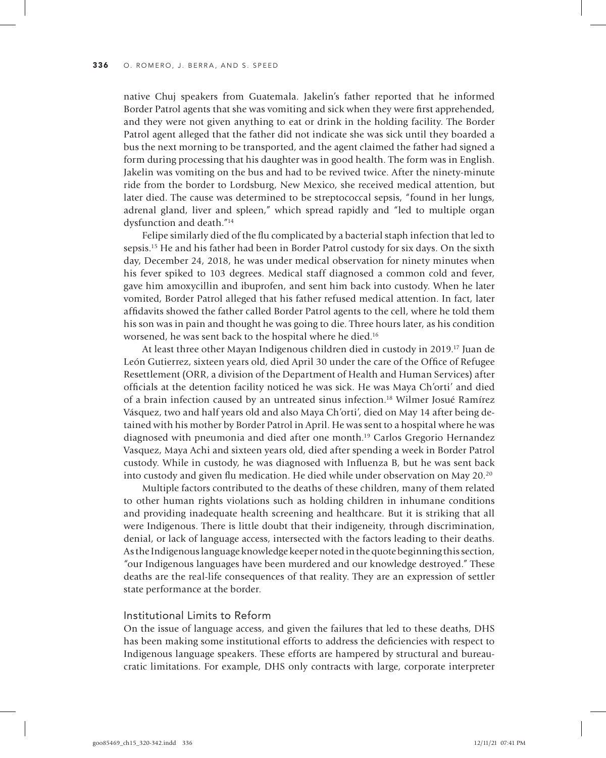native Chuj speakers from Guatemala. Jakelin's father reported that he informed Border Patrol agents that she was vomiting and sick when they were first apprehended, and they were not given anything to eat or drink in the holding facility. The Border Patrol agent alleged that the father did not indicate she was sick until they boarded a bus the next morning to be transported, and the agent claimed the father had signed a form during processing that his daughter was in good health. The form was in English. Jakelin was vomiting on the bus and had to be revived twice. After the ninety-minute ride from the border to Lordsburg, New Mexico, she received medical attention, but later died. The cause was determined to be streptococcal sepsis, "found in her lungs, adrenal gland, liver and spleen," which spread rapidly and "led to multiple organ dysfunction and death."[14]

Felipe similarly died of the flu complicated by a bacterial staph infection that led to sepsis.[15] He and his father had been in Border Patrol custody for six days. On the sixth day, December 24, 2018, he was under medical observation for ninety minutes when his fever spiked to 103 degrees. Medical staff diagnosed a common cold and fever, gave him amoxycillin and ibuprofen, and sent him back into custody. When he later vomited, Border Patrol alleged that his father refused medical attention. In fact, later affidavits showed the father called Border Patrol agents to the cell, where he told them his son was in pain and thought he was going to die. Three hours later, as his condition worsened, he was sent back to the hospital where he died.[16]

At least three other Mayan Indigenous children died in custody in 2019.[17] Juan de León Gutierrez, sixteen years old, died April 30 under the care of the Office of Refugee Resettlement (ORR, a division of the Department of Health and Human Services) after officials at the detention facility noticed he was sick. He was Maya Ch'orti' and died of a brain infection caused by an untreated sinus infection.[18] Wilmer Josué Ramírez Vásquez, two and half years old and also Maya Ch'orti', died on May 14 after being detained with his mother by Border Patrol in April. He was sent to a hospital where he was diagnosed with pneumonia and died after one month.[19] Carlos Gregorio Hernandez Vasquez, Maya Achi and sixteen years old, died after spending a week in Border Patrol custody. While in custody, he was diagnosed with Influenza B, but he was sent back into custody and given flu medication. He died while under observation on May 20.[20]

Multiple factors contributed to the deaths of these children, many of them related to other human rights violations such as holding children in inhumane conditions and providing inadequate health screening and healthcare. But it is striking that all were Indigenous. There is little doubt that their indigeneity, through discrimination, denial, or lack of language access, intersected with the factors leading to their deaths. As the Indigenous language knowledge keeper noted in the quote beginning this section, "our Indigenous languages have been murdered and our knowledge destroyed." These deaths are the real-life consequences of that reality. They are an expression of settler state performance at the border.

## Institutional Limits to Reform

On the issue of language access, and given the failures that led to these deaths, DHS has been making some institutional efforts to address the deficiencies with respect to Indigenous language speakers. These efforts are hampered by structural and bureaucratic limitations. For example, DHS only contracts with large, corporate interpreter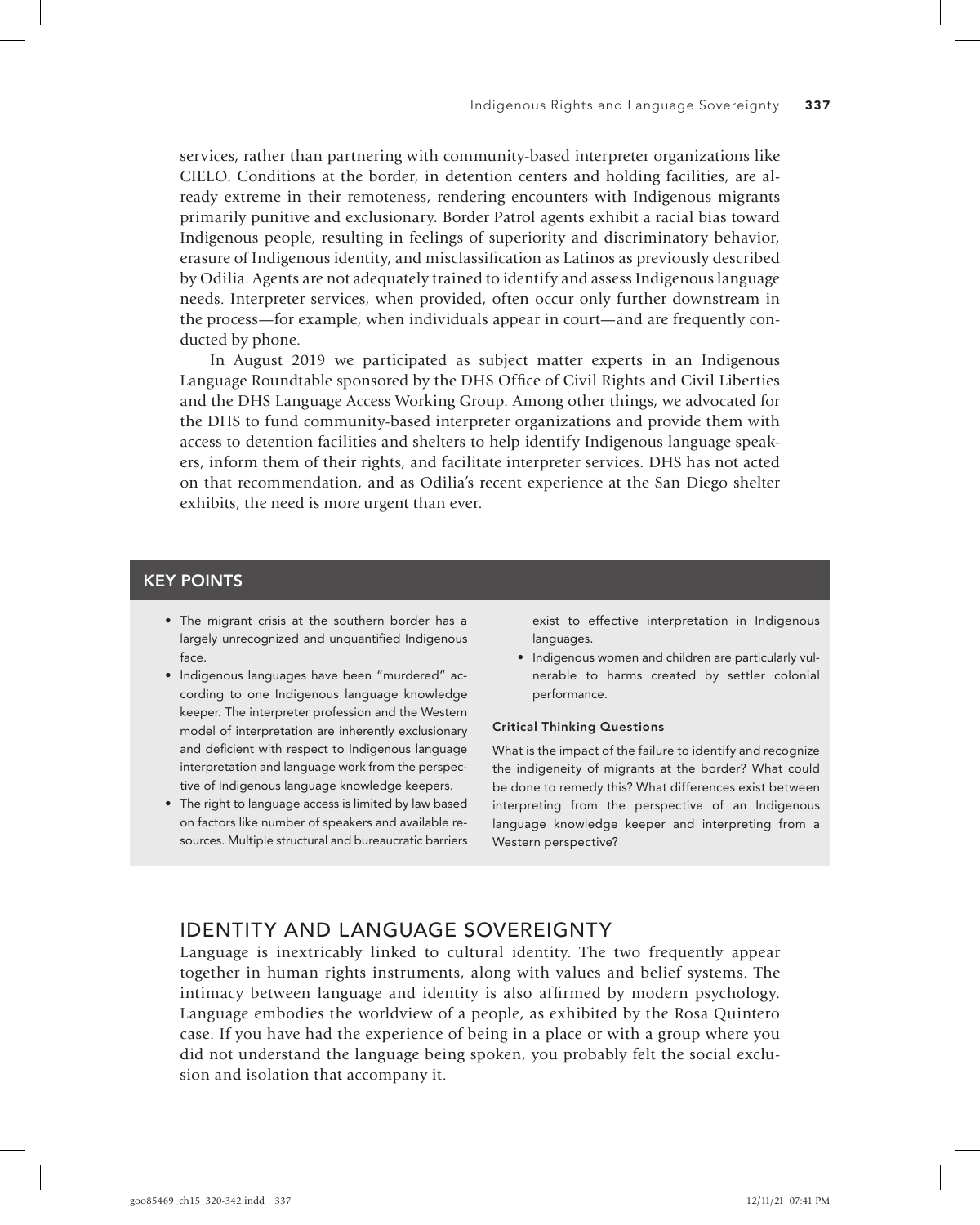services, rather than partnering with community-based interpreter organizations like CIELO. Conditions at the border, in detention centers and holding facilities, are already extreme in their remoteness, rendering encounters with Indigenous migrants primarily punitive and exclusionary. Border Patrol agents exhibit a racial bias toward Indigenous people, resulting in feelings of superiority and discriminatory behavior, erasure of Indigenous identity, and misclassification as Latinos as previously described by Odilia. Agents are not adequately trained to identify and assess Indigenous language needs. Interpreter services, when provided, often occur only further downstream in the process—for example, when individuals appear in court—and are frequently conducted by phone.

In August 2019 we participated as subject matter experts in an Indigenous Language Roundtable sponsored by the DHS Office of Civil Rights and Civil Liberties and the DHS Language Access Working Group. Among other things, we advocated for the DHS to fund community-based interpreter organizations and provide them with access to detention facilities and shelters to help identify Indigenous language speakers, inform them of their rights, and facilitate interpreter services. DHS has not acted on that recommendation, and as Odilia's recent experience at the San Diego shelter exhibits, the need is more urgent than ever.

## KEY POINTS

- The migrant crisis at the southern border has a largely unrecognized and unquantified Indigenous face.
- Indigenous languages have been "murdered" according to one Indigenous language knowledge keeper. The interpreter profession and the Western model of interpretation are inherently exclusionary and deficient with respect to Indigenous language interpretation and language work from the perspective of Indigenous language knowledge keepers.
- The right to language access is limited by law based on factors like number of speakers and available resources. Multiple structural and bureaucratic barriers exist to effective interpretation in Indigenous languages.
- Indigenous women and children are particularly vulnerable to harms created by settler colonial performance.

### Critical Thinking Questions

What is the impact of the failure to identify and recognize the indigeneity of migrants at the border? What could be done to remedy this? What differences exist between interpreting from the perspective of an Indigenous language knowledge keeper and interpreting from a Western perspective?

## IDENTITY AND LANGUAGE SOVEREIGNTY

Language is inextricably linked to cultural identity. The two frequently appear together in human rights instruments, along with values and belief systems. The intimacy between language and identity is also affirmed by modern psychology. Language embodies the worldview of a people, as exhibited by the Rosa Quintero case. If you have had the experience of being in a place or with a group where you did not understand the language being spoken, you probably felt the social exclusion and isolation that accompany it.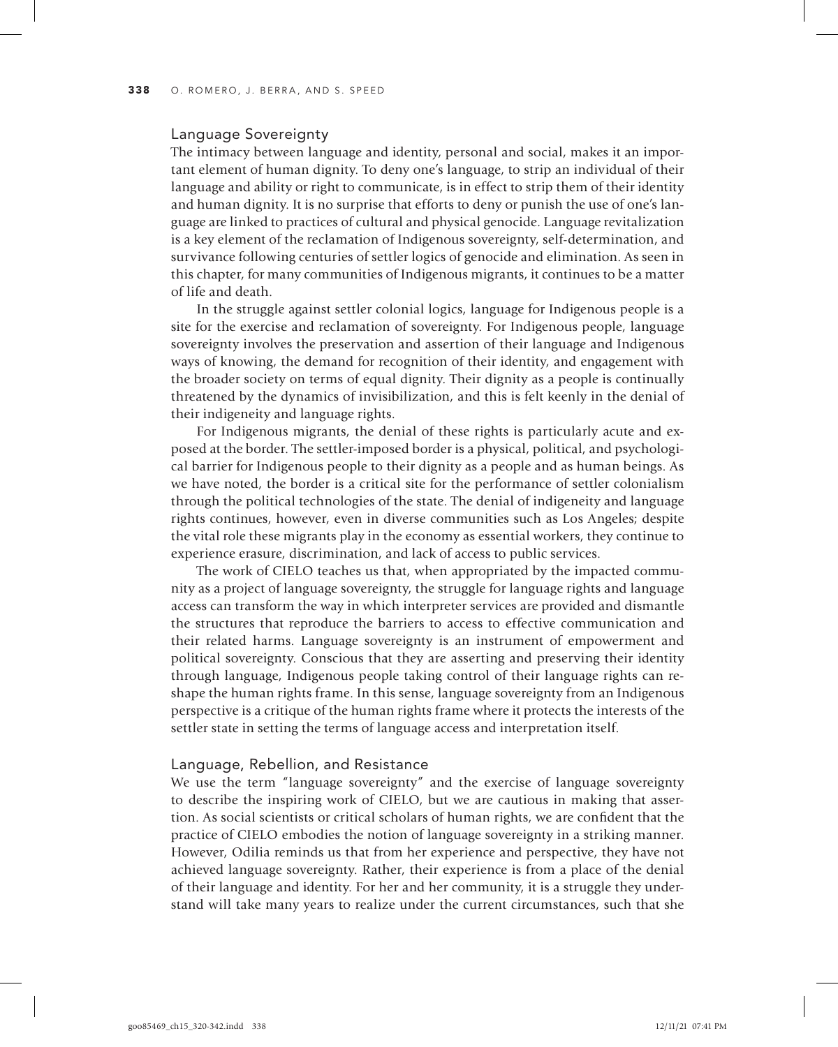## Language Sovereignty

The intimacy between language and identity, personal and social, makes it an important element of human dignity. To deny one's language, to strip an individual of their language and ability or right to communicate, is in effect to strip them of their identity and human dignity. It is no surprise that efforts to deny or punish the use of one's language are linked to practices of cultural and physical genocide. Language revitalization is a key element of the reclamation of Indigenous sovereignty, self-determination, and survivance following centuries of settler logics of genocide and elimination. As seen in this chapter, for many communities of Indigenous migrants, it continues to be a matter of life and death.

In the struggle against settler colonial logics, language for Indigenous people is a site for the exercise and reclamation of sovereignty. For Indigenous people, language sovereignty involves the preservation and assertion of their language and Indigenous ways of knowing, the demand for recognition of their identity, and engagement with the broader society on terms of equal dignity. Their dignity as a people is continually threatened by the dynamics of invisibilization, and this is felt keenly in the denial of their indigeneity and language rights.

For Indigenous migrants, the denial of these rights is particularly acute and exposed at the border. The settler-imposed border is a physical, political, and psychological barrier for Indigenous people to their dignity as a people and as human beings. As we have noted, the border is a critical site for the performance of settler colonialism through the political technologies of the state. The denial of indigeneity and language rights continues, however, even in diverse communities such as Los Angeles; despite the vital role these migrants play in the economy as essential workers, they continue to experience erasure, discrimination, and lack of access to public services.

The work of CIELO teaches us that, when appropriated by the impacted community as a project of language sovereignty, the struggle for language rights and language access can transform the way in which interpreter services are provided and dismantle the structures that reproduce the barriers to access to effective communication and their related harms. Language sovereignty is an instrument of empowerment and political sovereignty. Conscious that they are asserting and preserving their identity through language, Indigenous people taking control of their language rights can reshape the human rights frame. In this sense, language sovereignty from an Indigenous perspective is a critique of the human rights frame where it protects the interests of the settler state in setting the terms of language access and interpretation itself.

## Language, Rebellion, and Resistance

We use the term "language sovereignty" and the exercise of language sovereignty to describe the inspiring work of CIELO, but we are cautious in making that assertion. As social scientists or critical scholars of human rights, we are confident that the practice of CIELO embodies the notion of language sovereignty in a striking manner. However, Odilia reminds us that from her experience and perspective, they have not achieved language sovereignty. Rather, their experience is from a place of the denial of their language and identity. For her and her community, it is a struggle they understand will take many years to realize under the current circumstances, such that she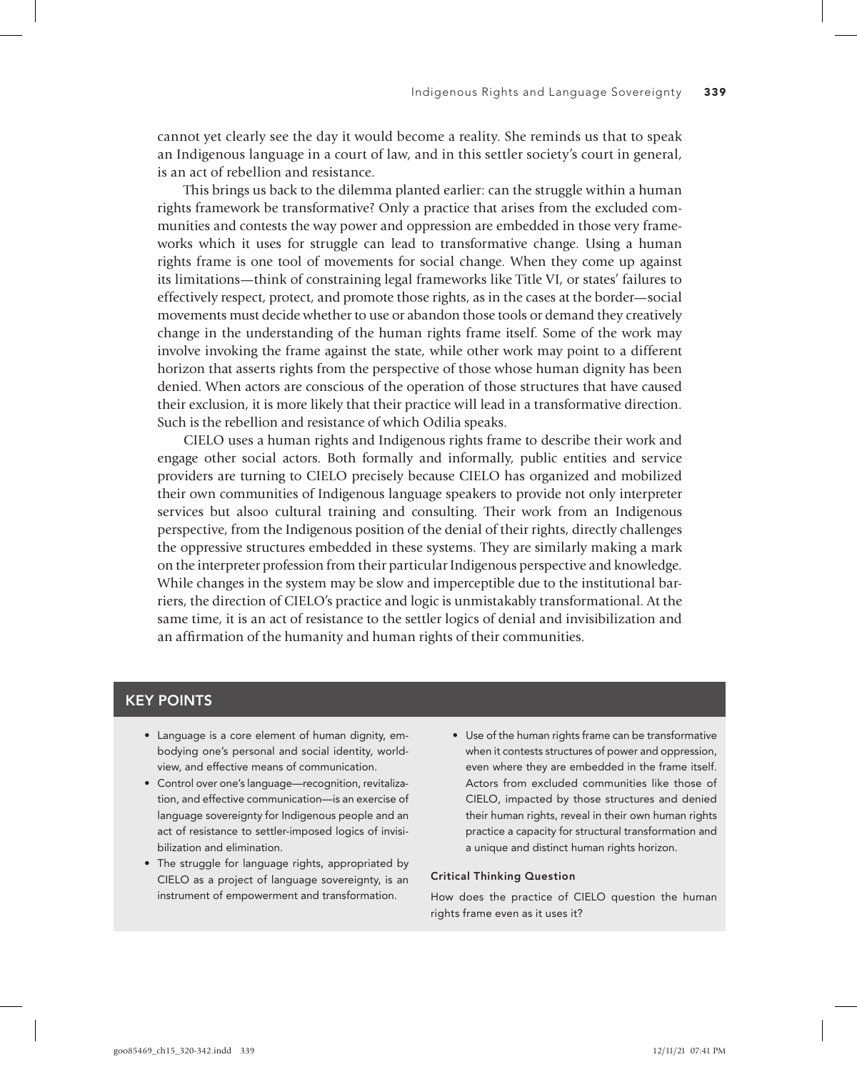cannot yet clearly see the day it would become a reality. She reminds us that to speak an Indigenous language in a court of law, and in this settler society's court in general, is an act of rebellion and resistance.

This brings us back to the dilemma planted earlier: can the struggle within a human rights framework be transformative? Only a practice that arises from the excluded communities and contests the way power and oppression are embedded in those very frameworks which it uses for struggle can lead to transformative change. Using a human rights frame is one tool of movements for social change. When they come up against its limitations—think of constraining legal frameworks like Title VI, or states' failures to effectively respect, protect, and promote those rights, as in the cases at the border—social movements must decide whether to use or abandon those tools or demand they creatively change in the understanding of the human rights frame itself. Some of the work may involve invoking the frame against the state, while other work may point to a different horizon that asserts rights from the perspective of those whose human dignity has been denied. When actors are conscious of the operation of those structures that have caused their exclusion, it is more likely that their practice will lead in a transformative direction. Such is the rebellion and resistance of which Odilia speaks.

CIELO uses a human rights and Indigenous rights frame to describe their work and engage other social actors. Both formally and informally, public entities and service providers are turning to CIELO precisely because CIELO has organized and mobilized their own communities of Indigenous language speakers to provide not only interpreter services but alsoo cultural training and consulting. Their work from an Indigenous perspective, from the Indigenous position of the denial of their rights, directly challenges the oppressive structures embedded in these systems. They are similarly making a mark on the interpreter profession from their particular Indigenous perspective and knowledge. While changes in the system may be slow and imperceptible due to the institutional barriers, the direction of CIELO's practice and logic is unmistakably transformational. At the same time, it is an act of resistance to the settler logics of denial and invisibilization and an affirmation of the humanity and human rights of their communities.

## KEY POINTS

- Language is a core element of human dignity, embodying one's personal and social identity, worldview, and effective means of communication.
- Control over one's language—recognition, revitalization, and effective communication—is an exercise of language sovereignty for Indigenous people and an act of resistance to settler-imposed logics of invisibilization and elimination.
- The struggle for language rights, appropriated by CIELO as a project of language sovereignty, is an instrument of empowerment and transformation.
- Use of the human rights frame can be transformative when it contests structures of power and oppression, even where they are embedded in the frame itself. Actors from excluded communities like those of CIELO, impacted by those structures and denied their human rights, reveal in their own human rights practice a capacity for structural transformation and a unique and distinct human rights horizon.

### Critical Thinking Question

How does the practice of CIELO question the human rights frame even as it uses it?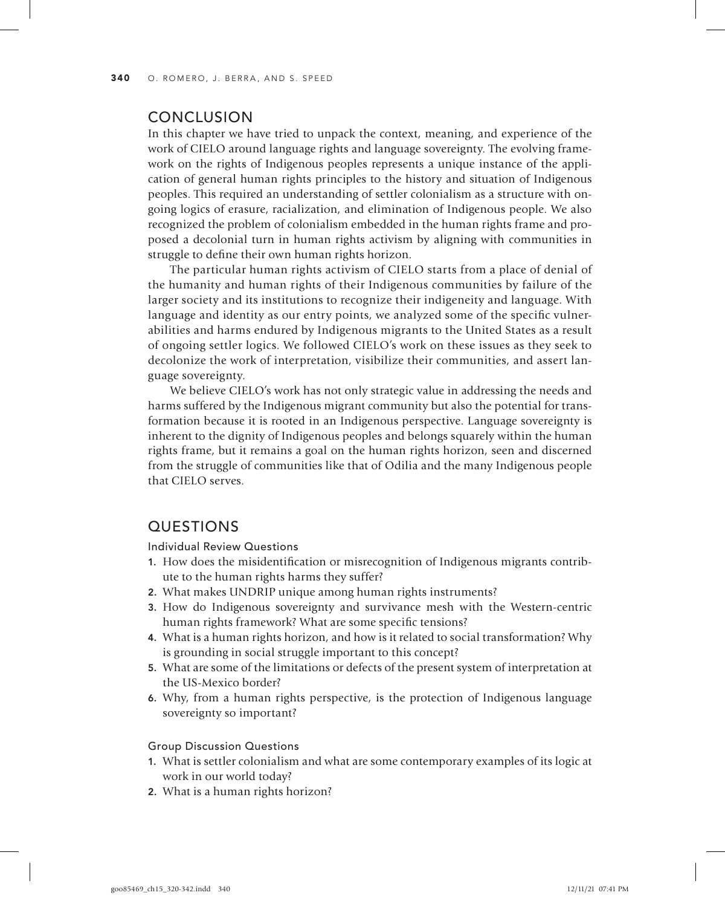## CONCLUSION

In this chapter we have tried to unpack the context, meaning, and experience of the work of CIELO around language rights and language sovereignty. The evolving framework on the rights of Indigenous peoples represents a unique instance of the application of general human rights principles to the history and situation of Indigenous peoples. This required an understanding of settler colonialism as a structure with ongoing logics of erasure, racialization, and elimination of Indigenous people. We also recognized the problem of colonialism embedded in the human rights frame and proposed a decolonial turn in human rights activism by aligning with communities in struggle to define their own human rights horizon.

The particular human rights activism of CIELO starts from a place of denial of the humanity and human rights of their Indigenous communities by failure of the larger society and its institutions to recognize their indigeneity and language. With language and identity as our entry points, we analyzed some of the specific vulnerabilities and harms endured by Indigenous migrants to the United States as a result of ongoing settler logics. We followed CIELO's work on these issues as they seek to decolonize the work of interpretation, visibilize their communities, and assert language sovereignty.

We believe CIELO's work has not only strategic value in addressing the needs and harms suffered by the Indigenous migrant community but also the potential for transformation because it is rooted in an Indigenous perspective. Language sovereignty is inherent to the dignity of Indigenous peoples and belongs squarely within the human rights frame, but it remains a goal on the human rights horizon, seen and discerned from the struggle of communities like that of Odilia and the many Indigenous people that CIELO serves.

## QUESTIONS

### Individual Review Questions

1. How does the misidentification or misrecognition of Indigenous migrants contribute to the human rights harms they suffer?
2. What makes UNDRIP unique among human rights instruments?
3. How do Indigenous sovereignty and survivance mesh with the Western-centric human rights framework? What are some specific tensions?
4. What is a human rights horizon, and how is it related to social transformation? Why is grounding in social struggle important to this concept?
5. What are some of the limitations or defects of the present system of interpretation at the US-Mexico border?
6. Why, from a human rights perspective, is the protection of Indigenous language sovereignty so important?

### Group Discussion Questions

1. What is settler colonialism and what are some contemporary examples of its logic at work in our world today?
2. What is a human rights horizon?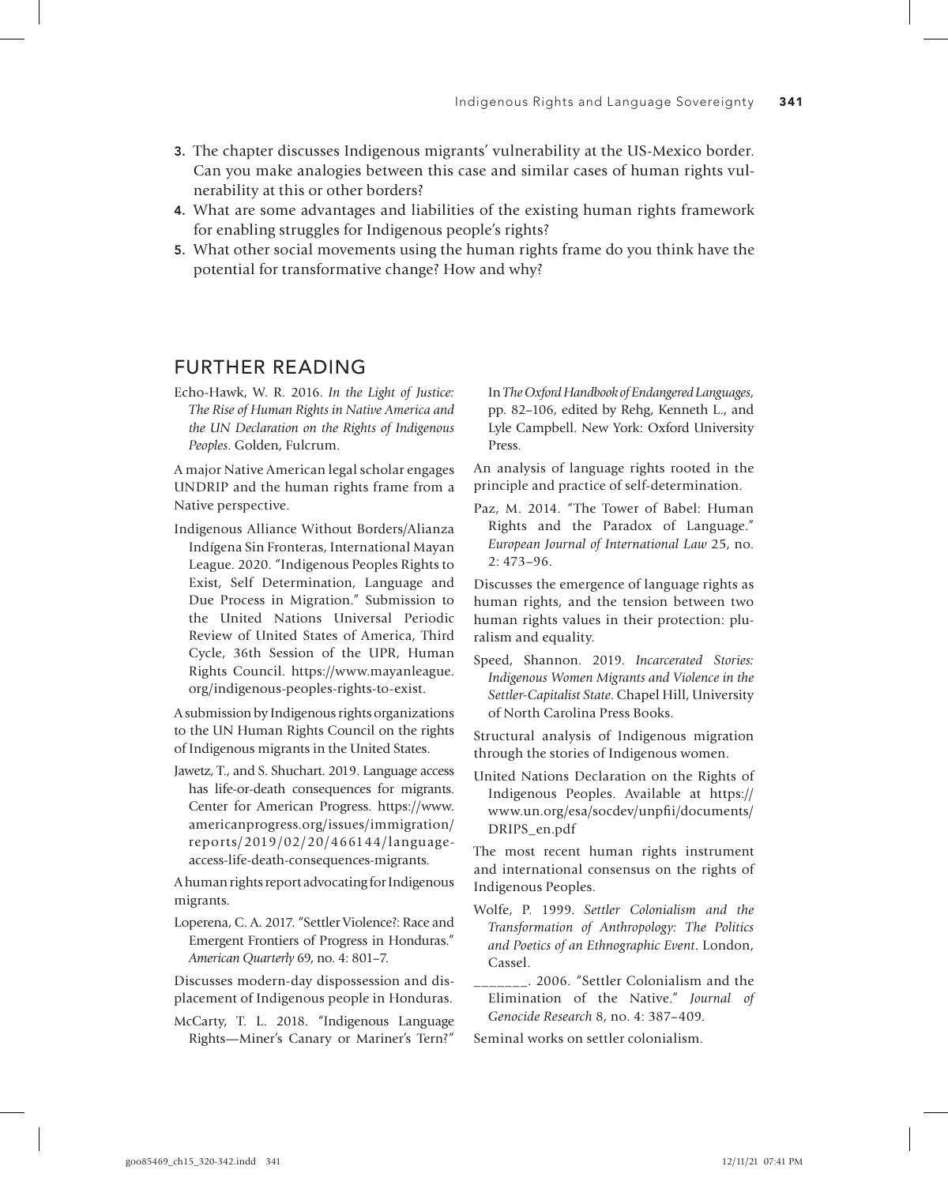3. The chapter discusses Indigenous migrants' vulnerability at the US-Mexico border. Can you make analogies between this case and similar cases of human rights vulnerability at this or other borders?
4. What are some advantages and liabilities of the existing human rights framework for enabling struggles for Indigenous people's rights?
5. What other social movements using the human rights frame do you think have the potential for transformative change? How and why?

## FURTHER READING

Echo-Hawk, W. R. 2016. *In the Light of Justice: The Rise of Human Rights in Native America and the UN Declaration on the Rights of Indigenous Peoples*. Golden, Fulcrum.

A major Native American legal scholar engages UNDRIP and the human rights frame from a Native perspective.

Indigenous Alliance Without Borders/Alianza Indígena Sin Fronteras, International Mayan League. 2020. "Indigenous Peoples Rights to Exist, Self Determination, Language and Due Process in Migration." Submission to the United Nations Universal Periodic Review of United States of America, Third Cycle, 36th Session of the UPR, Human Rights Council. https://www.mayanleague.org/indigenous-peoples-rights-to-exist.

A submission by Indigenous rights organizations to the UN Human Rights Council on the rights of Indigenous migrants in the United States.

Jawetz, T., and S. Shuchart. 2019. Language access has life-or-death consequences for migrants. Center for American Progress. https://www.americanprogress.org/issues/immigration/reports/2019/02/20/466144/language-access-life-death-consequences-migrants.

A human rights report advocating for Indigenous migrants.

Loperena, C. A. 2017. "Settler Violence?: Race and Emergent Frontiers of Progress in Honduras." *American Quarterly* 69, no. 4: 801–7.

Discusses modern-day dispossession and displacement of Indigenous people in Honduras.

McCarty, T. L. 2018. "Indigenous Language Rights—Miner's Canary or Mariner's Tern?" In *The Oxford Handbook of Endangered Languages*, pp. 82–106, edited by Rehg, Kenneth L., and Lyle Campbell. New York: Oxford University Press.

An analysis of language rights rooted in the principle and practice of self-determination.

Paz, M. 2014. "The Tower of Babel: Human Rights and the Paradox of Language." *European Journal of International Law* 25, no. 2: 473–96.

Discusses the emergence of language rights as human rights, and the tension between two human rights values in their protection: pluralism and equality.

Speed, Shannon. 2019. *Incarcerated Stories: Indigenous Women Migrants and Violence in the Settler-Capitalist State*. Chapel Hill, University of North Carolina Press Books.

Structural analysis of Indigenous migration through the stories of Indigenous women.

United Nations Declaration on the Rights of Indigenous Peoples. Available at https://www.un.org/esa/socdev/unpfii/documents/DRIPS_en.pdf

The most recent human rights instrument and international consensus on the rights of Indigenous Peoples.

Wolfe, P. 1999. *Settler Colonialism and the Transformation of Anthropology: The Politics and Poetics of an Ethnographic Event*. London, Cassel.

_______. 2006. "Settler Colonialism and the Elimination of the Native." *Journal of Genocide Research* 8, no. 4: 387–409.

Seminal works on settler colonialism.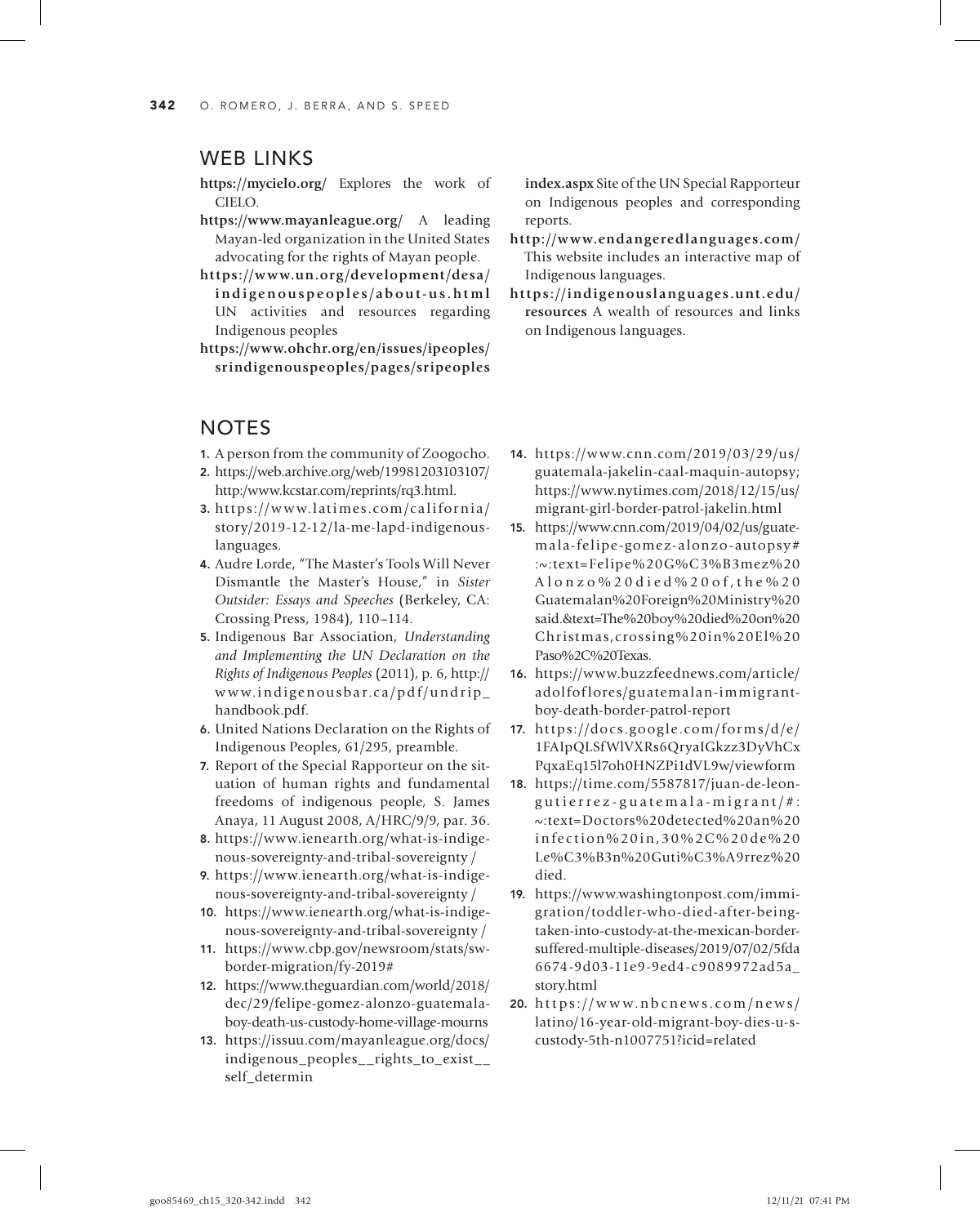## WEB LINKS

**https://mycielo.org/** Explores the work of CIELO.

**https://www.mayanleague.org/** A leading Mayan-led organization in the United States advocating for the rights of Mayan people.

**https://www.un.org/development/desa/indigenouspeoples/about-us.html** UN activities and resources regarding Indigenous peoples

**https://www.ohchr.org/en/issues/ipeoples/srindigenouspeoples/pages/sripeoplesindex.aspx** Site of the UN Special Rapporteur on Indigenous peoples and corresponding reports.

**http://www.endangeredlanguages.com/** This website includes an interactive map of Indigenous languages.

**https://indigenouslanguages.unt.edu/resources** A wealth of resources and links on Indigenous languages.

## NOTES

1. A person from the community of Zoogocho.
2. https://web.archive.org/web/19981203103107/http:/www.kcstar.com/reprints/rq3.html.
3. https://www.latimes.com/california/story/2019-12-12/la-me-lapd-indigenous-languages.
4. Audre Lorde, "The Master's Tools Will Never Dismantle the Master's House," in *Sister Outsider: Essays and Speeches* (Berkeley, CA: Crossing Press, 1984), 110–114.
5. Indigenous Bar Association, *Understanding and Implementing the UN Declaration on the Rights of Indigenous Peoples* (2011), p. 6, http://www.indigenousbar.ca/pdf/undrip_handbook.pdf.
6. United Nations Declaration on the Rights of Indigenous Peoples, 61/295, preamble.
7. Report of the Special Rapporteur on the situation of human rights and fundamental freedoms of indigenous people, S. James Anaya, 11 August 2008, A/HRC/9/9, par. 36.
8. https://www.ienearth.org/what-is-indigenous-sovereignty-and-tribal-sovereignty /
9. https://www.ienearth.org/what-is-indigenous-sovereignty-and-tribal-sovereignty /
10. https://www.ienearth.org/what-is-indigenous-sovereignty-and-tribal-sovereignty /
11. https://www.cbp.gov/newsroom/stats/sw-border-migration/fy-2019#
12. https://www.theguardian.com/world/2018/dec/29/felipe-gomez-alonzo-guatemala-boy-death-us-custody-home-village-mourns
13. https://issuu.com/mayanleague.org/docs/indigenous_peoples__rights_to_exist__self_determin
14. https://www.cnn.com/2019/03/29/us/guatemala-jakelin-caal-maquin-autopsy; https://www.nytimes.com/2018/12/15/us/migrant-girl-border-patrol-jakelin.html
15. https://www.cnn.com/2019/04/02/us/guatemala-felipe-gomez-alonzo-autopsy#:~:text=Felipe%20G%C3%B3mez%20Alonzo%20died%20of,the%20Guatemalan%20Foreign%20Ministry%20said.&text=The%20boy%20died%20on%20Christmas,crossing%20in%20El%20Paso%2C%20Texas.
16. https://www.buzzfeednews.com/article/adolfoflores/guatemalan-immigrant-boy-death-border-patrol-report
17. https://docs.google.com/forms/d/e/1FAIpQLSfWlVXRs6QryaIGkzz3DyVhCxPqxaEq15l7oh0HNZPi1dVL9w/viewform
18. https://time.com/5587817/juan-de-leon-gutierrez-guatemala-migrant/#:~:text=Doctors%20detected%20an%20infection%20in,30%2C%20de%20Le%C3%B3n%20Guti%C3%A9rrez%20died.
19. https://www.washingtonpost.com/immigration/toddler-who-died-after-being-taken-into-custody-at-the-mexican-border-suffered-multiple-diseases/2019/07/02/5fda6674-9d03-11e9-9ed4-c9089972ad5a_story.html
20. https://www.nbcnews.com/news/latino/16-year-old-migrant-boy-dies-u-s-custody-5th-n1007751?icid=related